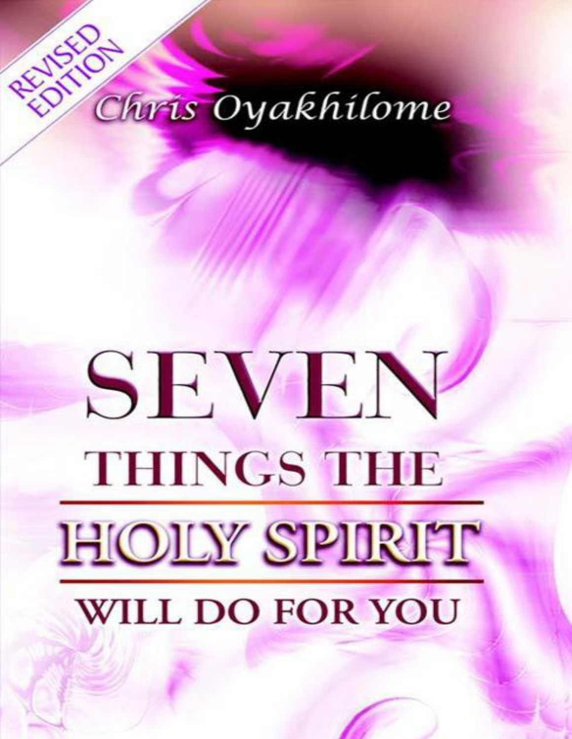REVISED EDITION

Chris Oyakhilome

# SEVEN THINGS THE HOLY SPIRIT WILL DO FOR YOU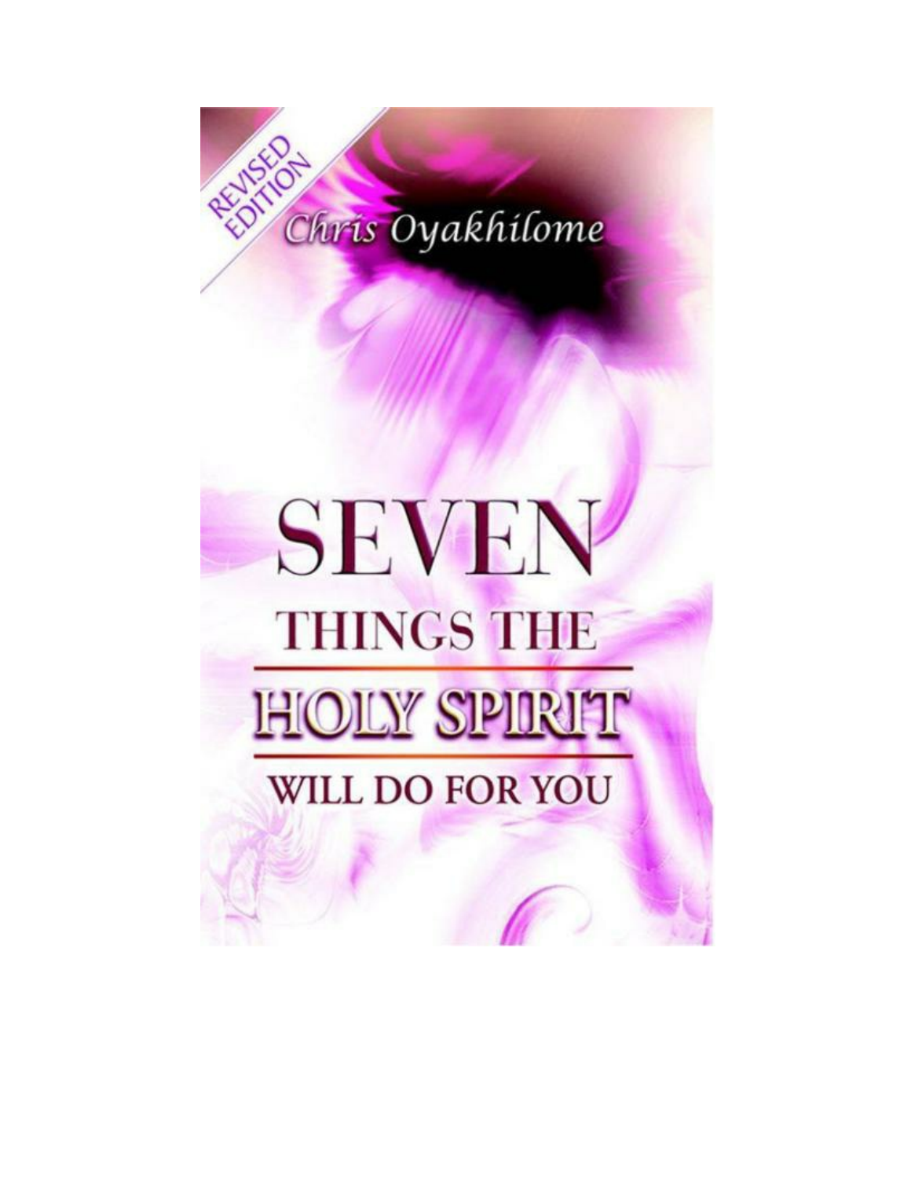REVISED EDITION

Chris Oyakhilome

# SEVEN THINGS THE HOLY SPIRIT WILL DO FOR YOU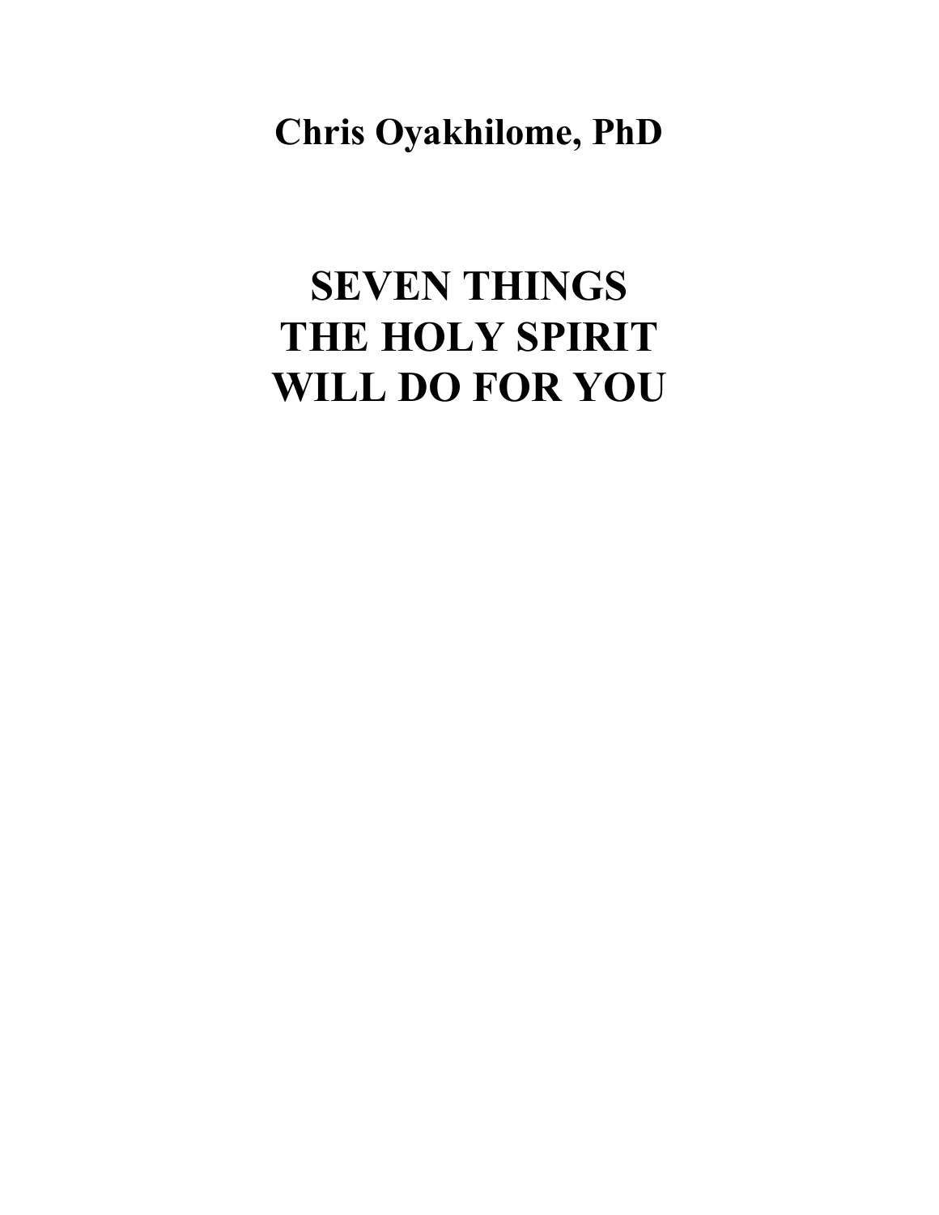**Chris Oyakhilome, PhD**

# SEVEN THINGS THE HOLY SPIRIT WILL DO FOR YOU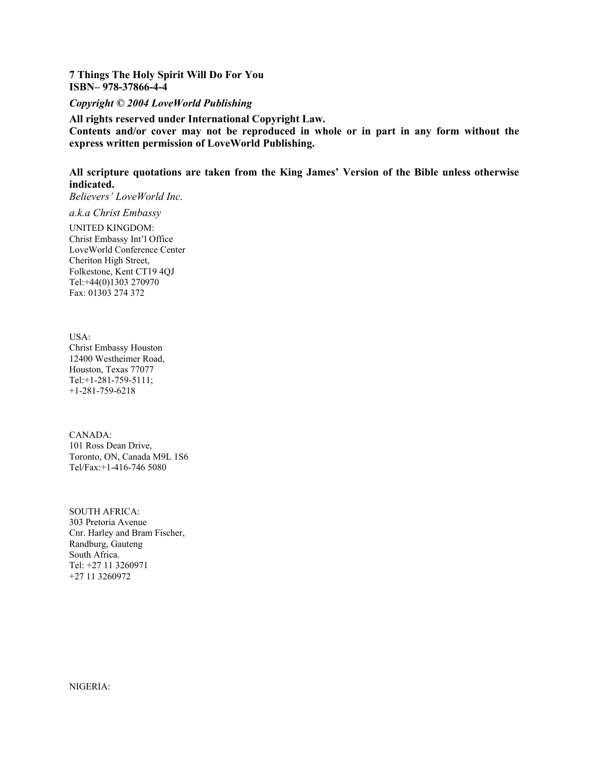**7 Things The Holy Spirit Will Do For You**
**ISBN– 978-37866-4-4**

***Copyright © 2004 LoveWorld Publishing***

**All rights reserved under International Copyright Law.**
**Contents and/or cover may not be reproduced in whole or in part in any form without the express written permission of LoveWorld Publishing.**

**All scripture quotations are taken from the King James' Version of the Bible unless otherwise indicated.**
*Believers' LoveWorld Inc.*

*a.k.a Christ Embassy*

UNITED KINGDOM:
Christ Embassy Int'l Office
LoveWorld Conference Center
Cheriton High Street,
Folkestone, Kent CT19 4QJ
Tel:+44(0)1303 270970
Fax: 01303 274 372

USA:
Christ Embassy Houston
12400 Westheimer Road,
Houston, Texas 77077
Tel:+1-281-759-5111;
+1-281-759-6218

CANADA:
101 Ross Dean Drive,
Toronto, ON, Canada M9L 1S6
Tel/Fax:+1-416-746 5080

SOUTH AFRICA:
303 Pretoria Avenue
Cnr. Harley and Bram Fischer,
Randburg, Gauteng
South Africa.
Tel: +27 11 3260971
+27 11 3260972

NIGERIA: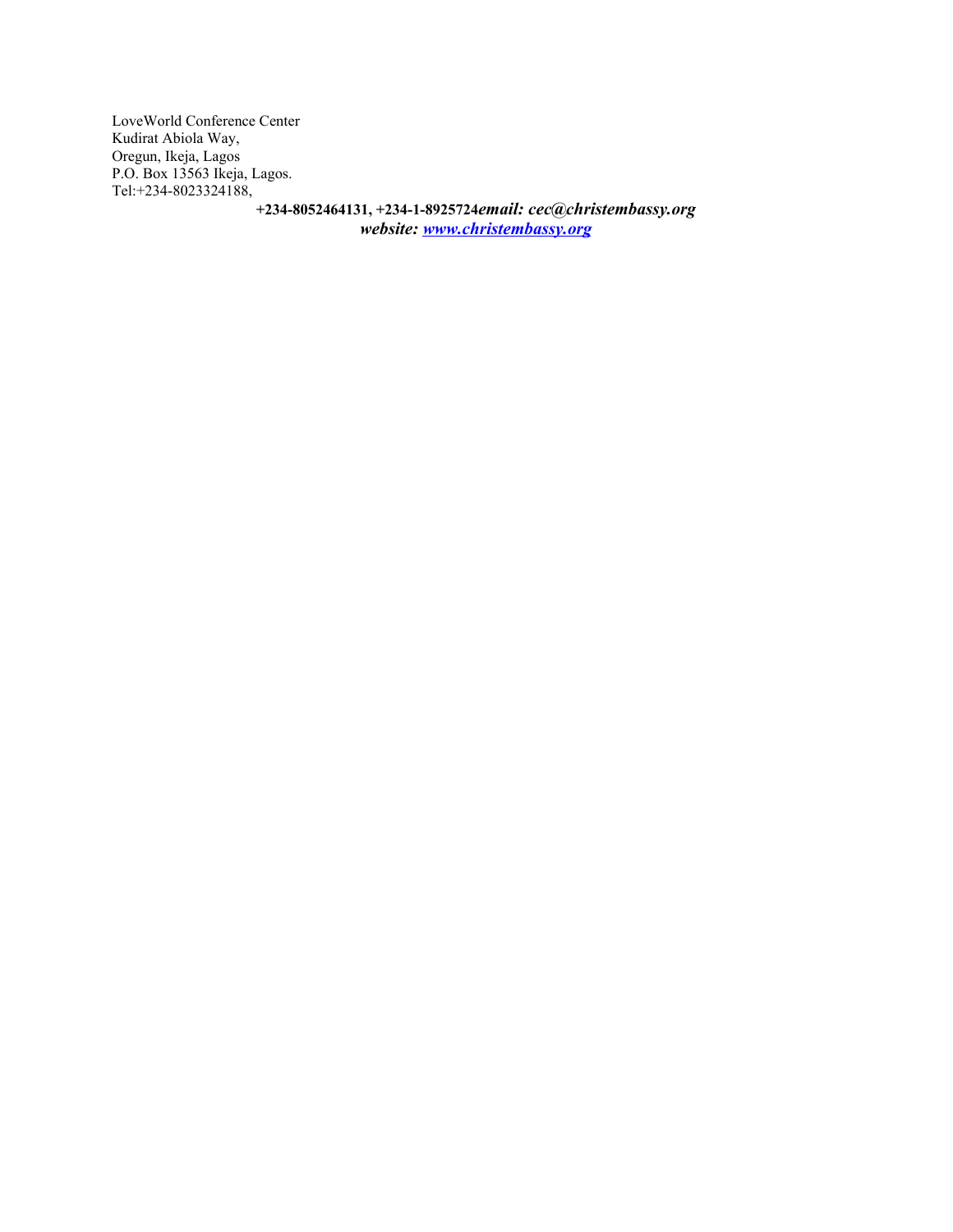LoveWorld Conference Center
Kudirat Abiola Way,
Oregun, Ikeja, Lagos
P.O. Box 13563 Ikeja, Lagos.
Tel:+234-8023324188,

**+234-8052464131, +234-1-8925724*email: cec@christembassy.org***
***website: [www.christembassy.org](http://www.christembassy.org)***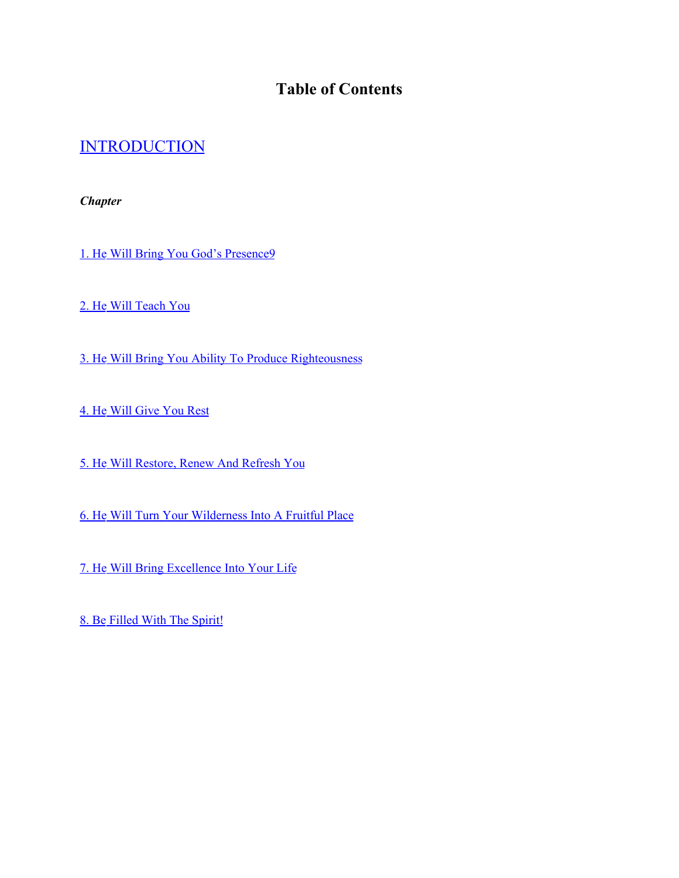# Table of Contents

## INTRODUCTION

***Chapter***

1. He Will Bring You God's Presence9

2. He Will Teach You

3. He Will Bring You Ability To Produce Righteousness

4. He Will Give You Rest

5. He Will Restore, Renew And Refresh You

6. He Will Turn Your Wilderness Into A Fruitful Place

7. He Will Bring Excellence Into Your Life

8. Be Filled With The Spirit!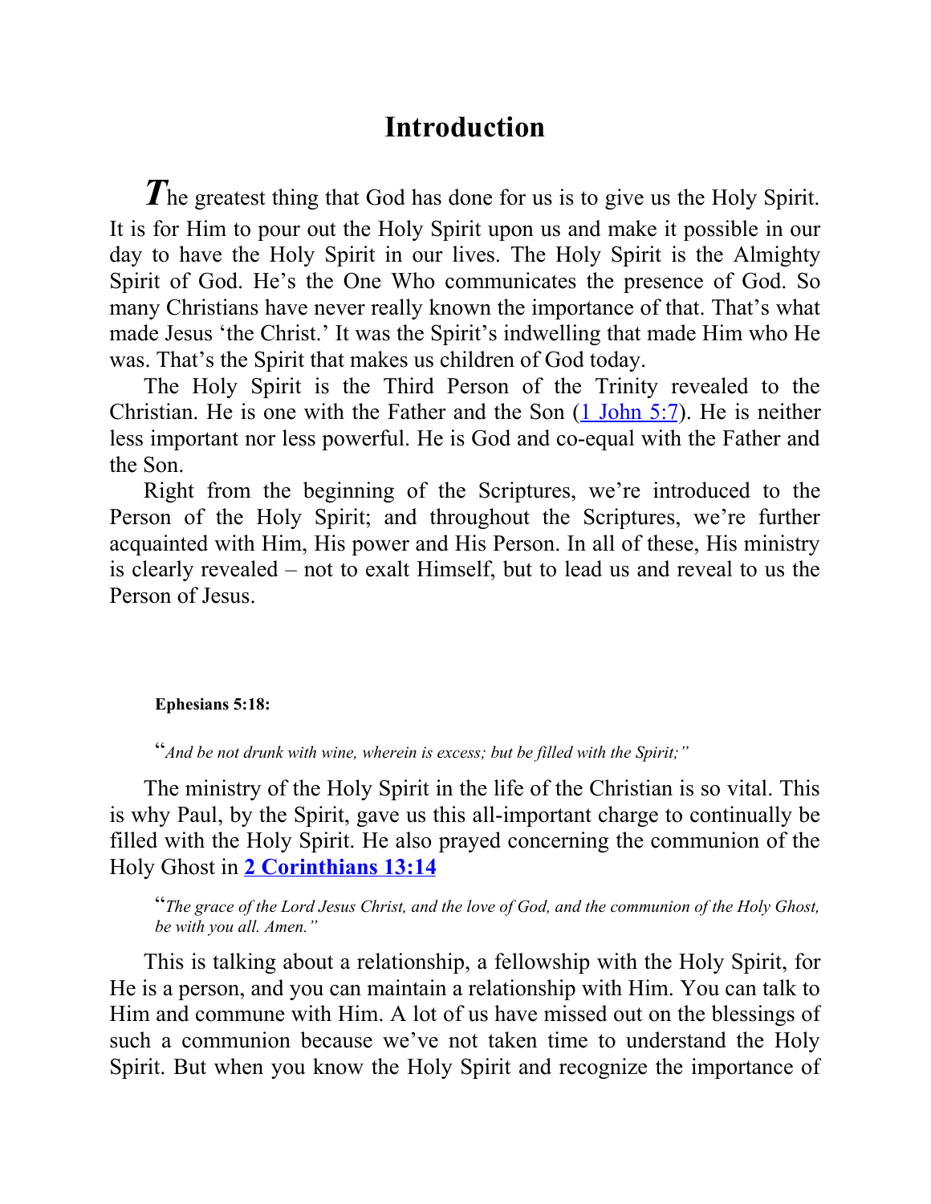# Introduction

***T***he greatest thing that God has done for us is to give us the Holy Spirit. It is for Him to pour out the Holy Spirit upon us and make it possible in our day to have the Holy Spirit in our lives. The Holy Spirit is the Almighty Spirit of God. He's the One Who communicates the presence of God. So many Christians have never really known the importance of that. That's what made Jesus 'the Christ.' It was the Spirit's indwelling that made Him who He was. That's the Spirit that makes us children of God today.

The Holy Spirit is the Third Person of the Trinity revealed to the Christian. He is one with the Father and the Son (1 John 5:7). He is neither less important nor less powerful. He is God and co-equal with the Father and the Son.

Right from the beginning of the Scriptures, we're introduced to the Person of the Holy Spirit; and throughout the Scriptures, we're further acquainted with Him, His power and His Person. In all of these, His ministry is clearly revealed – not to exalt Himself, but to lead us and reveal to us the Person of Jesus.

**Ephesians 5:18:**

> "*And be not drunk with wine, wherein is excess; but be filled with the Spirit;"*

The ministry of the Holy Spirit in the life of the Christian is so vital. This is why Paul, by the Spirit, gave us this all-important charge to continually be filled with the Holy Spirit. He also prayed concerning the communion of the Holy Ghost in **2 Corinthians 13:14**

> "*The grace of the Lord Jesus Christ, and the love of God, and the communion of the Holy Ghost, be with you all. Amen."*

This is talking about a relationship, a fellowship with the Holy Spirit, for He is a person, and you can maintain a relationship with Him. You can talk to Him and commune with Him. A lot of us have missed out on the blessings of such a communion because we've not taken time to understand the Holy Spirit. But when you know the Holy Spirit and recognize the importance of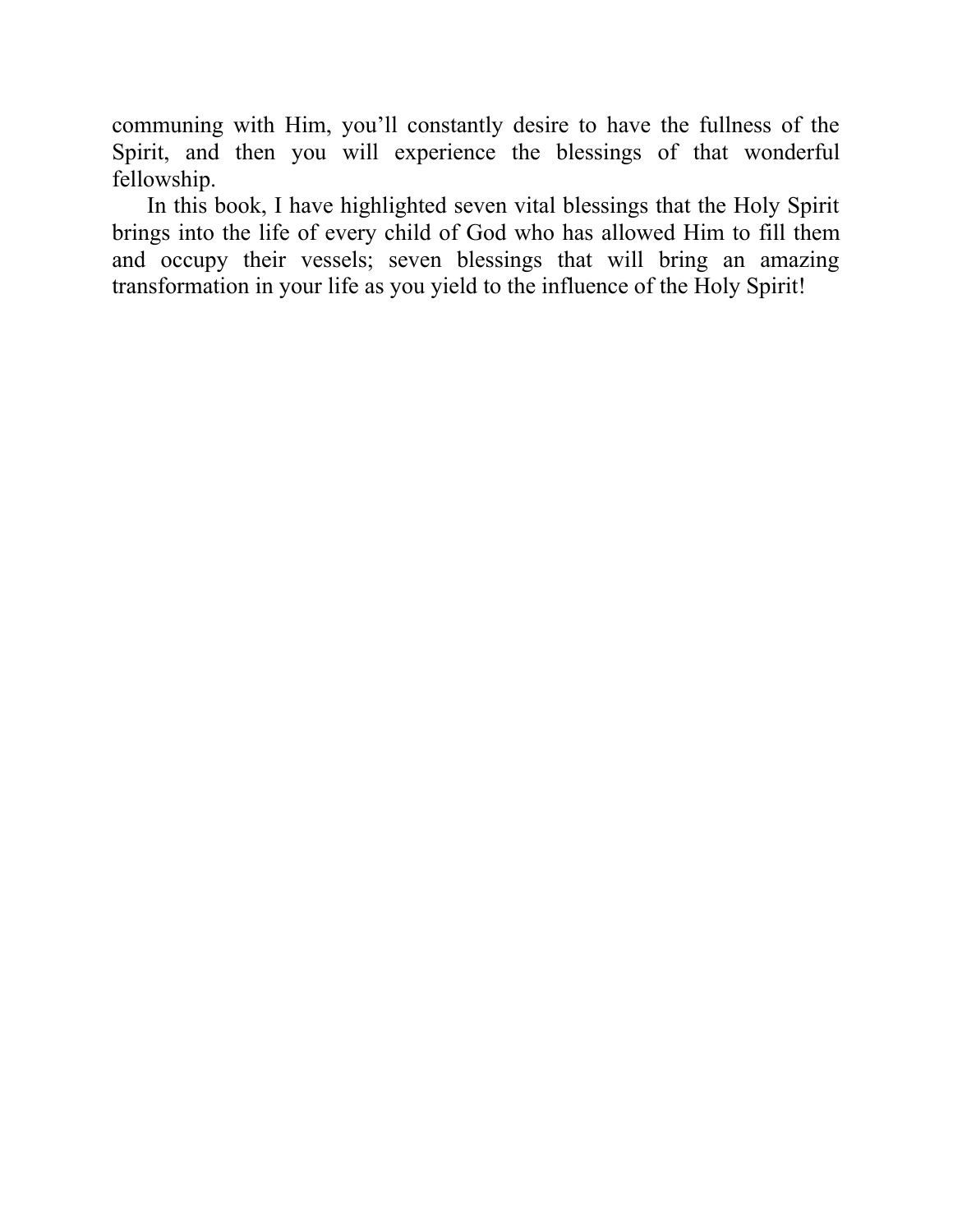communing with Him, you'll constantly desire to have the fullness of the Spirit, and then you will experience the blessings of that wonderful fellowship.

In this book, I have highlighted seven vital blessings that the Holy Spirit brings into the life of every child of God who has allowed Him to fill them and occupy their vessels; seven blessings that will bring an amazing transformation in your life as you yield to the influence of the Holy Spirit!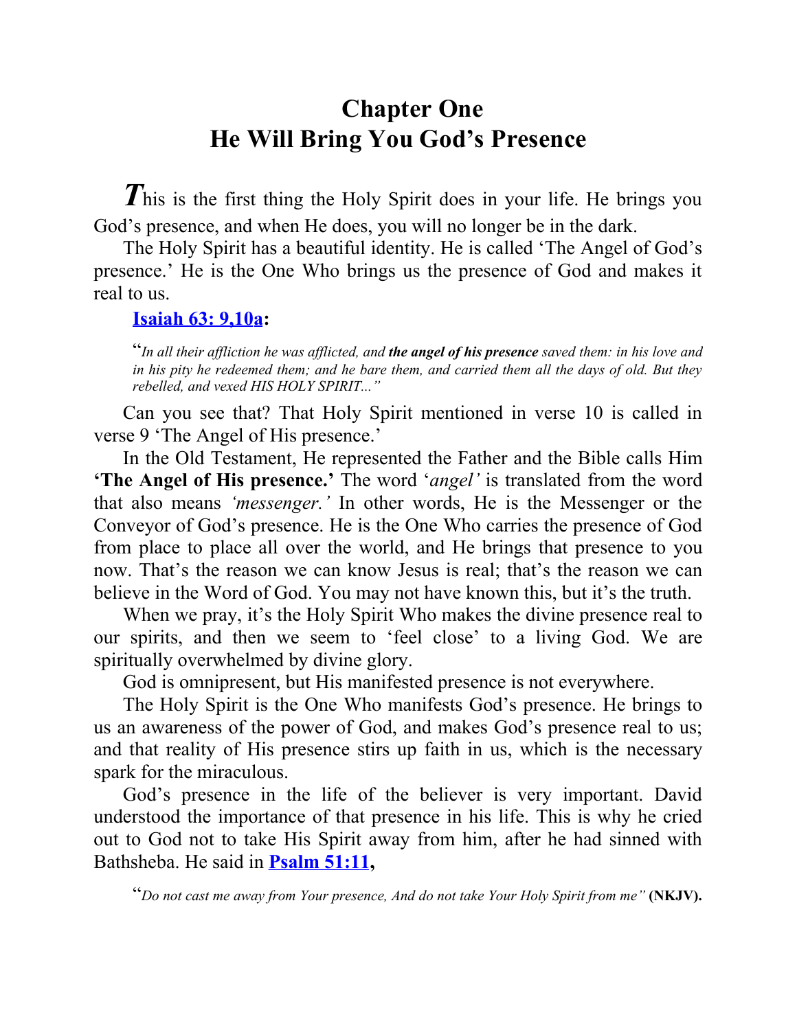# Chapter One
# He Will Bring You God's Presence

This is the first thing the Holy Spirit does in your life. He brings you God's presence, and when He does, you will no longer be in the dark.

The Holy Spirit has a beautiful identity. He is called 'The Angel of God's presence.' He is the One Who brings us the presence of God and makes it real to us.

**Isaiah 63: 9,10a:**

> "*In all their affliction he was afflicted, and **the angel of his presence** saved them: in his love and in his pity he redeemed them; and he bare them, and carried them all the days of old. But they rebelled, and vexed HIS HOLY SPIRIT...*"

Can you see that? That Holy Spirit mentioned in verse 10 is called in verse 9 'The Angel of His presence.'

In the Old Testament, He represented the Father and the Bible calls Him **'The Angel of His presence.'** The word '*angel*' is translated from the word that also means *'messenger.'* In other words, He is the Messenger or the Conveyor of God's presence. He is the One Who carries the presence of God from place to place all over the world, and He brings that presence to you now. That's the reason we can know Jesus is real; that's the reason we can believe in the Word of God. You may not have known this, but it's the truth.

When we pray, it's the Holy Spirit Who makes the divine presence real to our spirits, and then we seem to 'feel close' to a living God. We are spiritually overwhelmed by divine glory.

God is omnipresent, but His manifested presence is not everywhere.

The Holy Spirit is the One Who manifests God's presence. He brings to us an awareness of the power of God, and makes God's presence real to us; and that reality of His presence stirs up faith in us, which is the necessary spark for the miraculous.

God's presence in the life of the believer is very important. David understood the importance of that presence in his life. This is why he cried out to God not to take His Spirit away from him, after he had sinned with Bathsheba. He said in **Psalm 51:11**,

> "*Do not cast me away from Your presence, And do not take Your Holy Spirit from me*" **(NKJV).**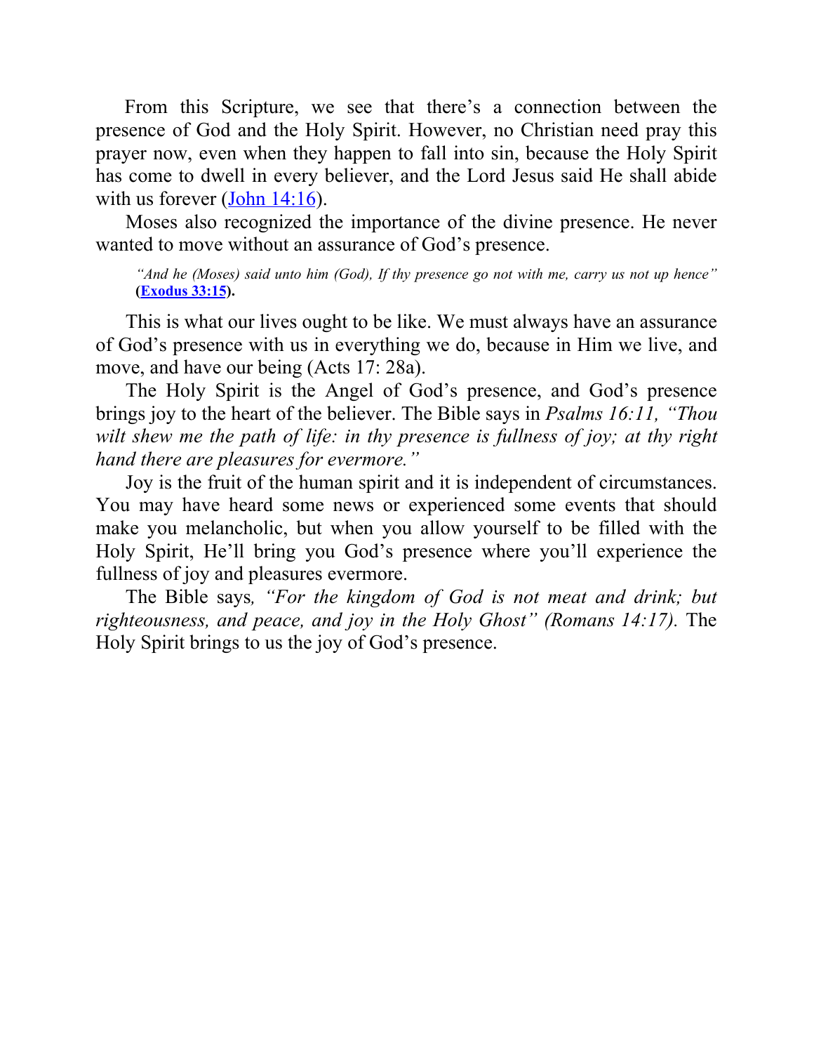From this Scripture, we see that there's a connection between the presence of God and the Holy Spirit. However, no Christian need pray this prayer now, even when they happen to fall into sin, because the Holy Spirit has come to dwell in every believer, and the Lord Jesus said He shall abide with us forever (John 14:16).

Moses also recognized the importance of the divine presence. He never wanted to move without an assurance of God's presence.

> *"And he (Moses) said unto him (God), If thy presence go not with me, carry us not up hence"* **(Exodus 33:15).**

This is what our lives ought to be like. We must always have an assurance of God's presence with us in everything we do, because in Him we live, and move, and have our being (Acts 17: 28a).

The Holy Spirit is the Angel of God's presence, and God's presence brings joy to the heart of the believer. The Bible says in *Psalms 16:11, "Thou wilt shew me the path of life: in thy presence is fullness of joy; at thy right hand there are pleasures for evermore."*

Joy is the fruit of the human spirit and it is independent of circumstances. You may have heard some news or experienced some events that should make you melancholic, but when you allow yourself to be filled with the Holy Spirit, He'll bring you God's presence where you'll experience the fullness of joy and pleasures evermore.

The Bible says*, "For the kingdom of God is not meat and drink; but righteousness, and peace, and joy in the Holy Ghost" (Romans 14:17).* The Holy Spirit brings to us the joy of God's presence.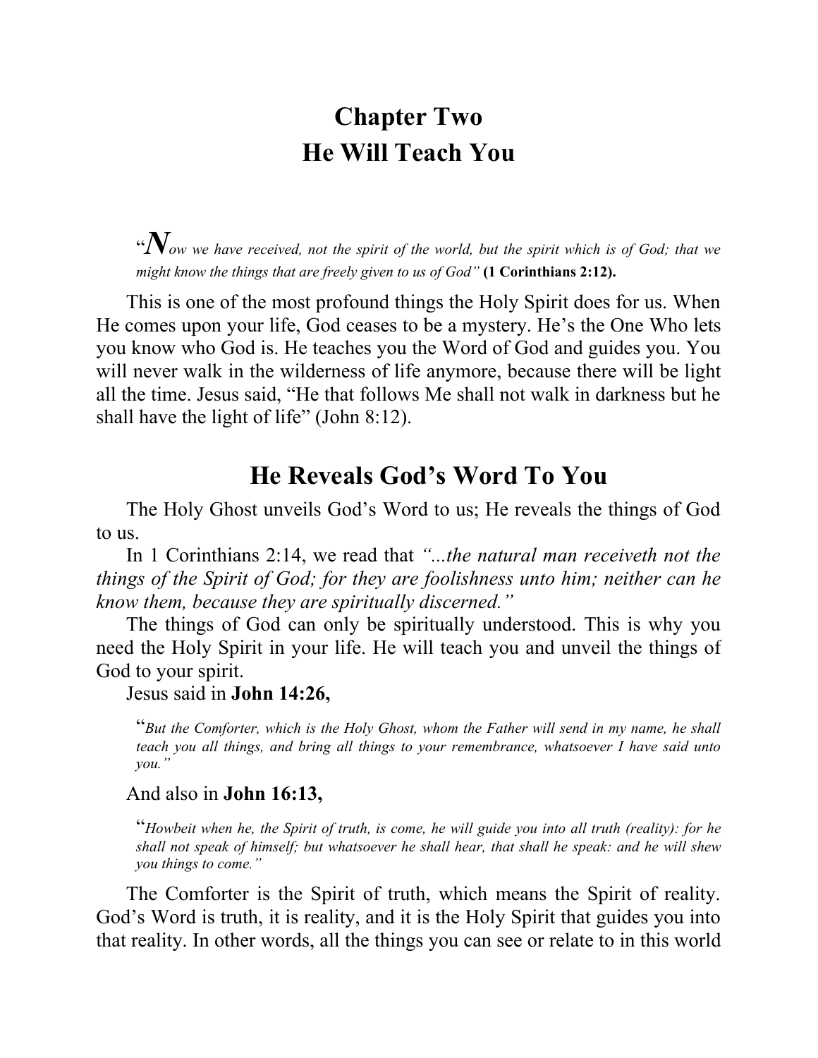# Chapter Two
# He Will Teach You

> "*Now we have received, not the spirit of the world, but the spirit which is of God; that we might know the things that are freely given to us of God"* **(1 Corinthians 2:12).**

This is one of the most profound things the Holy Spirit does for us. When He comes upon your life, God ceases to be a mystery. He's the One Who lets you know who God is. He teaches you the Word of God and guides you. You will never walk in the wilderness of life anymore, because there will be light all the time. Jesus said, "He that follows Me shall not walk in darkness but he shall have the light of life" (John 8:12).

## He Reveals God's Word To You

The Holy Ghost unveils God's Word to us; He reveals the things of God to us.

In 1 Corinthians 2:14, we read that *"...the natural man receiveth not the things of the Spirit of God; for they are foolishness unto him; neither can he know them, because they are spiritually discerned."*

The things of God can only be spiritually understood. This is why you need the Holy Spirit in your life. He will teach you and unveil the things of God to your spirit.

Jesus said in **John 14:26,**

> "*But the Comforter, which is the Holy Ghost, whom the Father will send in my name, he shall teach you all things, and bring all things to your remembrance, whatsoever I have said unto you."*

And also in **John 16:13,**

> "*Howbeit when he, the Spirit of truth, is come, he will guide you into all truth (reality): for he shall not speak of himself; but whatsoever he shall hear, that shall he speak: and he will shew you things to come."*

The Comforter is the Spirit of truth, which means the Spirit of reality. God's Word is truth, it is reality, and it is the Holy Spirit that guides you into that reality. In other words, all the things you can see or relate to in this world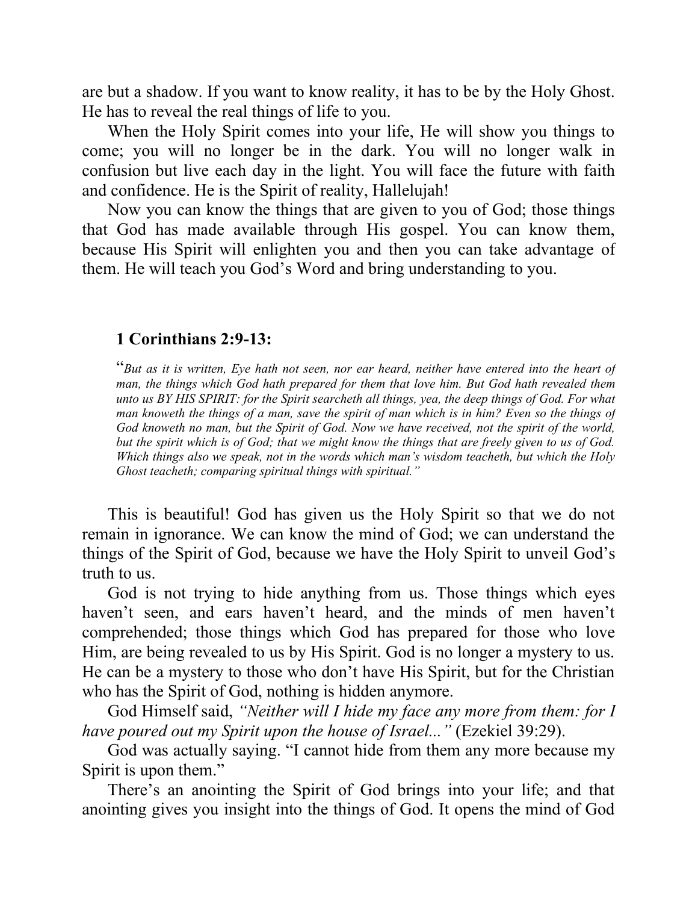are but a shadow. If you want to know reality, it has to be by the Holy Ghost. He has to reveal the real things of life to you.

When the Holy Spirit comes into your life, He will show you things to come; you will no longer be in the dark. You will no longer walk in confusion but live each day in the light. You will face the future with faith and confidence. He is the Spirit of reality, Hallelujah!

Now you can know the things that are given to you of God; those things that God has made available through His gospel. You can know them, because His Spirit will enlighten you and then you can take advantage of them. He will teach you God's Word and bring understanding to you.

**1 Corinthians 2:9-13:**

"*But as it is written, Eye hath not seen, nor ear heard, neither have entered into the heart of man, the things which God hath prepared for them that love him. But God hath revealed them unto us BY HIS SPIRIT: for the Spirit searcheth all things, yea, the deep things of God. For what man knoweth the things of a man, save the spirit of man which is in him? Even so the things of God knoweth no man, but the Spirit of God. Now we have received, not the spirit of the world, but the spirit which is of God; that we might know the things that are freely given to us of God. Which things also we speak, not in the words which man's wisdom teacheth, but which the Holy Ghost teacheth; comparing spiritual things with spiritual."*

This is beautiful! God has given us the Holy Spirit so that we do not remain in ignorance. We can know the mind of God; we can understand the things of the Spirit of God, because we have the Holy Spirit to unveil God's truth to us.

God is not trying to hide anything from us. Those things which eyes haven't seen, and ears haven't heard, and the minds of men haven't comprehended; those things which God has prepared for those who love Him, are being revealed to us by His Spirit. God is no longer a mystery to us. He can be a mystery to those who don't have His Spirit, but for the Christian who has the Spirit of God, nothing is hidden anymore.

God Himself said, *"Neither will I hide my face any more from them: for I have poured out my Spirit upon the house of Israel..."* (Ezekiel 39:29).

God was actually saying. "I cannot hide from them any more because my Spirit is upon them."

There's an anointing the Spirit of God brings into your life; and that anointing gives you insight into the things of God. It opens the mind of God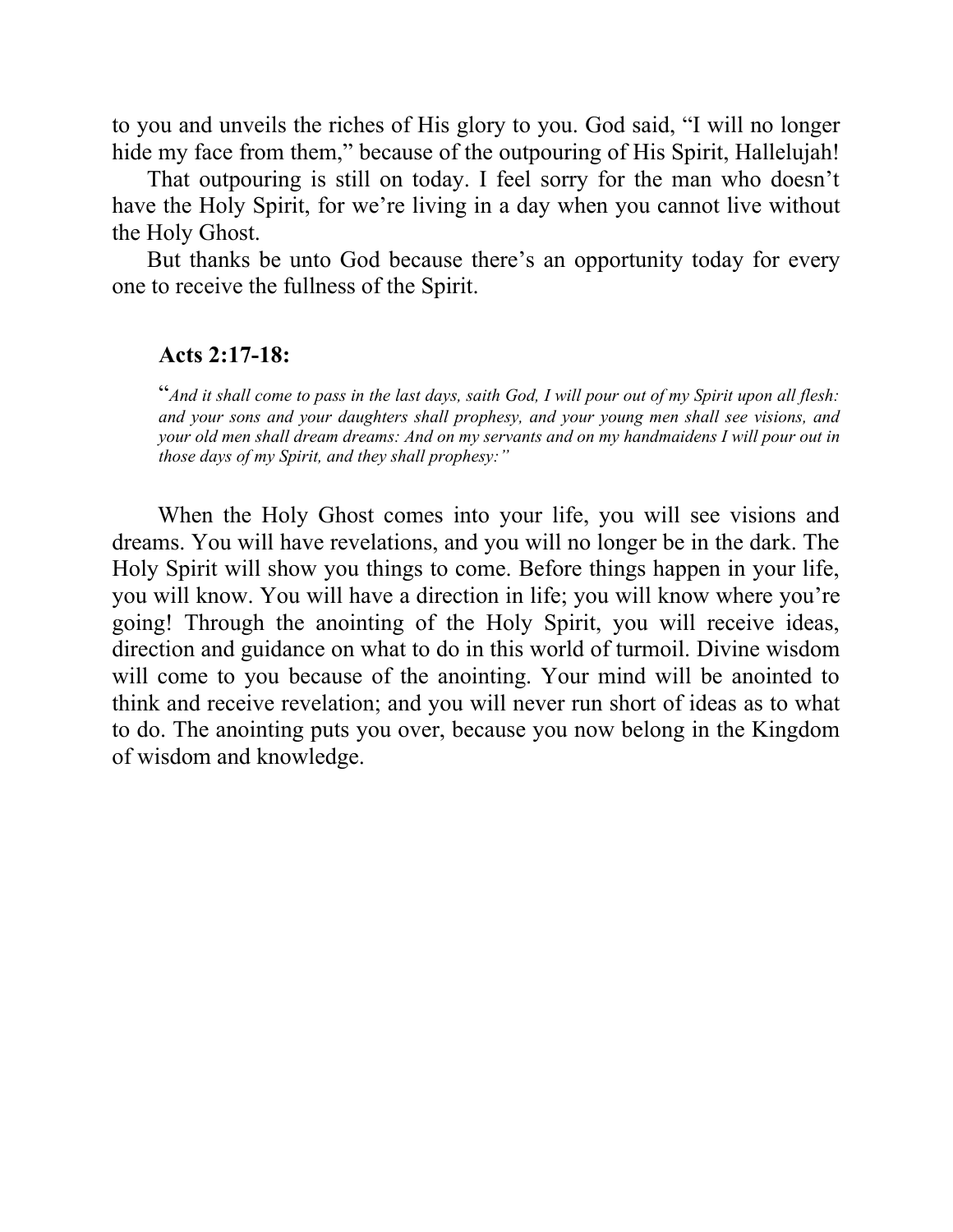to you and unveils the riches of His glory to you. God said, "I will no longer hide my face from them," because of the outpouring of His Spirit, Hallelujah!

That outpouring is still on today. I feel sorry for the man who doesn't have the Holy Spirit, for we're living in a day when you cannot live without the Holy Ghost.

But thanks be unto God because there's an opportunity today for every one to receive the fullness of the Spirit.

**Acts 2:17-18:**

"*And it shall come to pass in the last days, saith God, I will pour out of my Spirit upon all flesh: and your sons and your daughters shall prophesy, and your young men shall see visions, and your old men shall dream dreams: And on my servants and on my handmaidens I will pour out in those days of my Spirit, and they shall prophesy:"*

When the Holy Ghost comes into your life, you will see visions and dreams. You will have revelations, and you will no longer be in the dark. The Holy Spirit will show you things to come. Before things happen in your life, you will know. You will have a direction in life; you will know where you're going! Through the anointing of the Holy Spirit, you will receive ideas, direction and guidance on what to do in this world of turmoil. Divine wisdom will come to you because of the anointing. Your mind will be anointed to think and receive revelation; and you will never run short of ideas as to what to do. The anointing puts you over, because you now belong in the Kingdom of wisdom and knowledge.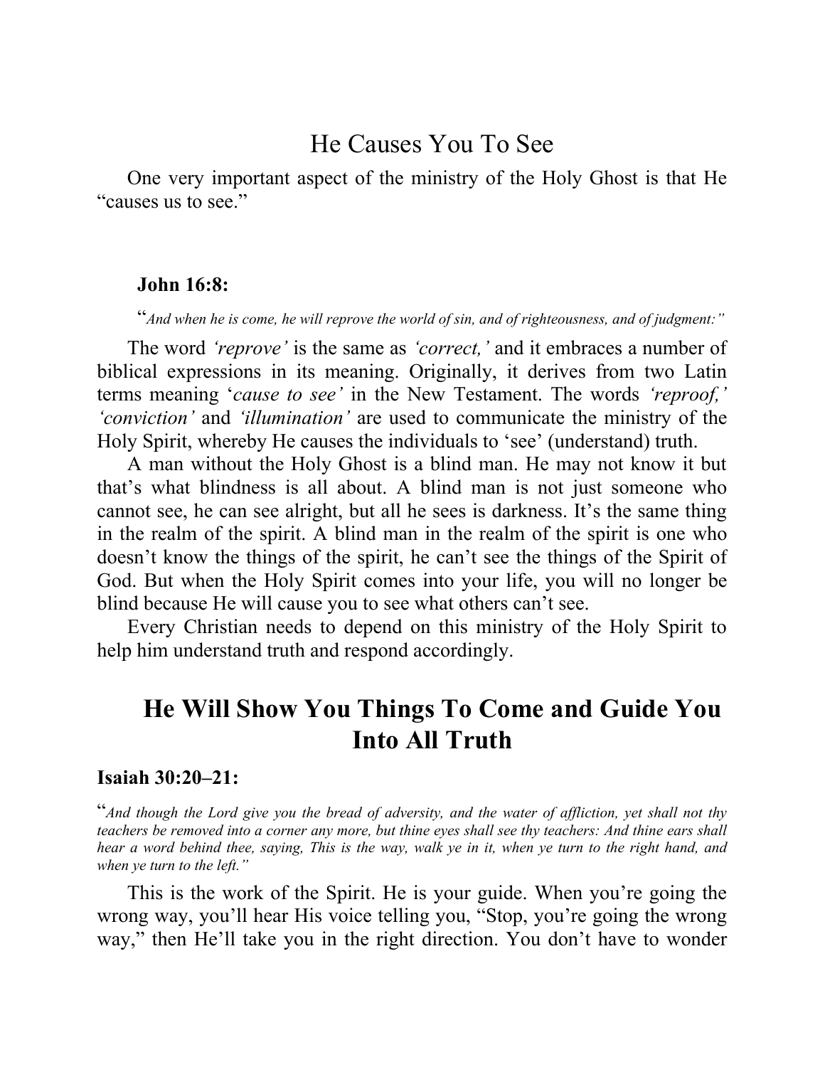## He Causes You To See

One very important aspect of the ministry of the Holy Ghost is that He "causes us to see."

**John 16:8:**

"*And when he is come, he will reprove the world of sin, and of righteousness, and of judgment:"*

The word *'reprove'* is the same as *'correct,'* and it embraces a number of biblical expressions in its meaning. Originally, it derives from two Latin terms meaning '*cause to see'* in the New Testament. The words *'reproof,' 'conviction'* and *'illumination'* are used to communicate the ministry of the Holy Spirit, whereby He causes the individuals to 'see' (understand) truth.

A man without the Holy Ghost is a blind man. He may not know it but that's what blindness is all about. A blind man is not just someone who cannot see, he can see alright, but all he sees is darkness. It's the same thing in the realm of the spirit. A blind man in the realm of the spirit is one who doesn't know the things of the spirit, he can't see the things of the Spirit of God. But when the Holy Spirit comes into your life, you will no longer be blind because He will cause you to see what others can't see.

Every Christian needs to depend on this ministry of the Holy Spirit to help him understand truth and respond accordingly.

## He Will Show You Things To Come and Guide You Into All Truth

**Isaiah 30:20–21:**

"*And though the Lord give you the bread of adversity, and the water of affliction, yet shall not thy teachers be removed into a corner any more, but thine eyes shall see thy teachers: And thine ears shall hear a word behind thee, saying, This is the way, walk ye in it, when ye turn to the right hand, and when ye turn to the left."*

This is the work of the Spirit. He is your guide. When you're going the wrong way, you'll hear His voice telling you, "Stop, you're going the wrong way," then He'll take you in the right direction. You don't have to wonder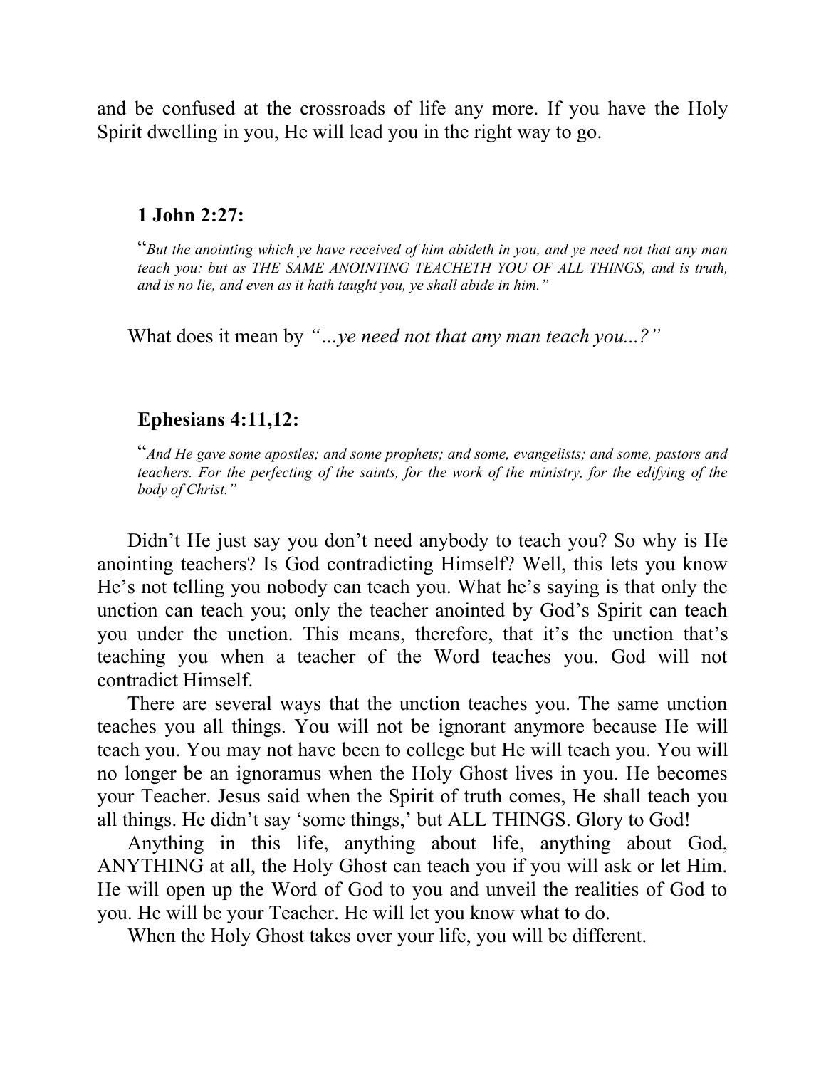and be confused at the crossroads of life any more. If you have the Holy Spirit dwelling in you, He will lead you in the right way to go.

**1 John 2:27:**

"*But the anointing which ye have received of him abideth in you, and ye need not that any man teach you: but as THE SAME ANOINTING TEACHETH YOU OF ALL THINGS, and is truth, and is no lie, and even as it hath taught you, ye shall abide in him."*

What does it mean by *"...ye need not that any man teach you...?"*

**Ephesians 4:11,12:**

"*And He gave some apostles; and some prophets; and some, evangelists; and some, pastors and teachers. For the perfecting of the saints, for the work of the ministry, for the edifying of the body of Christ."*

Didn't He just say you don't need anybody to teach you? So why is He anointing teachers? Is God contradicting Himself? Well, this lets you know He's not telling you nobody can teach you. What he's saying is that only the unction can teach you; only the teacher anointed by God's Spirit can teach you under the unction. This means, therefore, that it's the unction that's teaching you when a teacher of the Word teaches you. God will not contradict Himself.

There are several ways that the unction teaches you. The same unction teaches you all things. You will not be ignorant anymore because He will teach you. You may not have been to college but He will teach you. You will no longer be an ignoramus when the Holy Ghost lives in you. He becomes your Teacher. Jesus said when the Spirit of truth comes, He shall teach you all things. He didn't say 'some things,' but ALL THINGS. Glory to God!

Anything in this life, anything about life, anything about God, ANYTHING at all, the Holy Ghost can teach you if you will ask or let Him. He will open up the Word of God to you and unveil the realities of God to you. He will be your Teacher. He will let you know what to do.

When the Holy Ghost takes over your life, you will be different.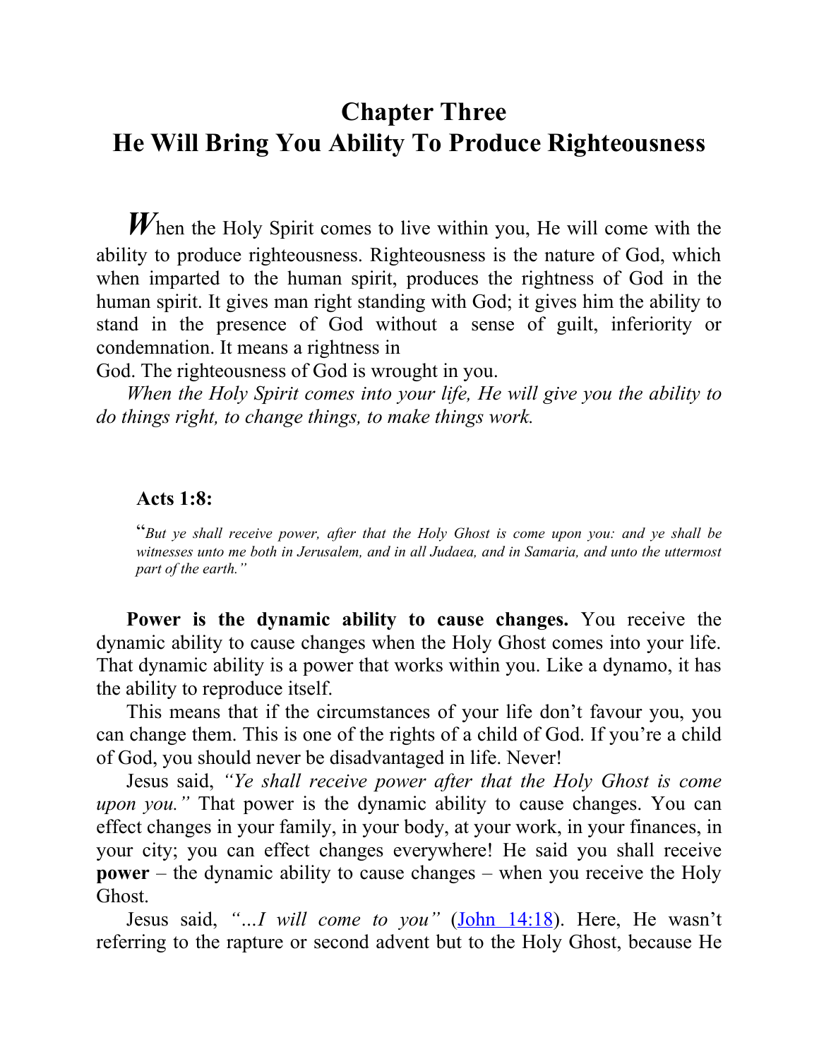# Chapter Three
# He Will Bring You Ability To Produce Righteousness

When the Holy Spirit comes to live within you, He will come with the ability to produce righteousness. Righteousness is the nature of God, which when imparted to the human spirit, produces the rightness of God in the human spirit. It gives man right standing with God; it gives him the ability to stand in the presence of God without a sense of guilt, inferiority or condemnation. It means a rightness in God. The righteousness of God is wrought in you.

*When the Holy Spirit comes into your life, He will give you the ability to do things right, to change things, to make things work.*

**Acts 1:8:**

"*But ye shall receive power, after that the Holy Ghost is come upon you: and ye shall be witnesses unto me both in Jerusalem, and in all Judaea, and in Samaria, and unto the uttermost part of the earth."*

**Power is the dynamic ability to cause changes.** You receive the dynamic ability to cause changes when the Holy Ghost comes into your life. That dynamic ability is a power that works within you. Like a dynamo, it has the ability to reproduce itself.

This means that if the circumstances of your life don't favour you, you can change them. This is one of the rights of a child of God. If you're a child of God, you should never be disadvantaged in life. Never!

Jesus said, *"Ye shall receive power after that the Holy Ghost is come upon you."* That power is the dynamic ability to cause changes. You can effect changes in your family, in your body, at your work, in your finances, in your city; you can effect changes everywhere! He said you shall receive **power** – the dynamic ability to cause changes – when you receive the Holy Ghost.

Jesus said, *"...I will come to you"* (John 14:18). Here, He wasn't referring to the rapture or second advent but to the Holy Ghost, because He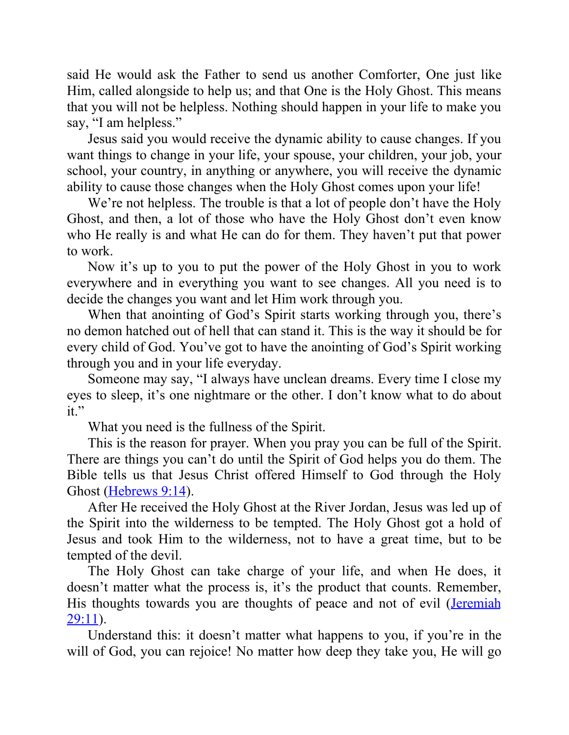said He would ask the Father to send us another Comforter, One just like Him, called alongside to help us; and that One is the Holy Ghost. This means that you will not be helpless. Nothing should happen in your life to make you say, "I am helpless."

Jesus said you would receive the dynamic ability to cause changes. If you want things to change in your life, your spouse, your children, your job, your school, your country, in anything or anywhere, you will receive the dynamic ability to cause those changes when the Holy Ghost comes upon your life!

We're not helpless. The trouble is that a lot of people don't have the Holy Ghost, and then, a lot of those who have the Holy Ghost don't even know who He really is and what He can do for them. They haven't put that power to work.

Now it's up to you to put the power of the Holy Ghost in you to work everywhere and in everything you want to see changes. All you need is to decide the changes you want and let Him work through you.

When that anointing of God's Spirit starts working through you, there's no demon hatched out of hell that can stand it. This is the way it should be for every child of God. You've got to have the anointing of God's Spirit working through you and in your life everyday.

Someone may say, "I always have unclean dreams. Every time I close my eyes to sleep, it's one nightmare or the other. I don't know what to do about it."

What you need is the fullness of the Spirit.

This is the reason for prayer. When you pray you can be full of the Spirit. There are things you can't do until the Spirit of God helps you do them. The Bible tells us that Jesus Christ offered Himself to God through the Holy Ghost (Hebrews 9:14).

After He received the Holy Ghost at the River Jordan, Jesus was led up of the Spirit into the wilderness to be tempted. The Holy Ghost got a hold of Jesus and took Him to the wilderness, not to have a great time, but to be tempted of the devil.

The Holy Ghost can take charge of your life, and when He does, it doesn't matter what the process is, it's the product that counts. Remember, His thoughts towards you are thoughts of peace and not of evil (Jeremiah 29:11).

Understand this: it doesn't matter what happens to you, if you're in the will of God, you can rejoice! No matter how deep they take you, He will go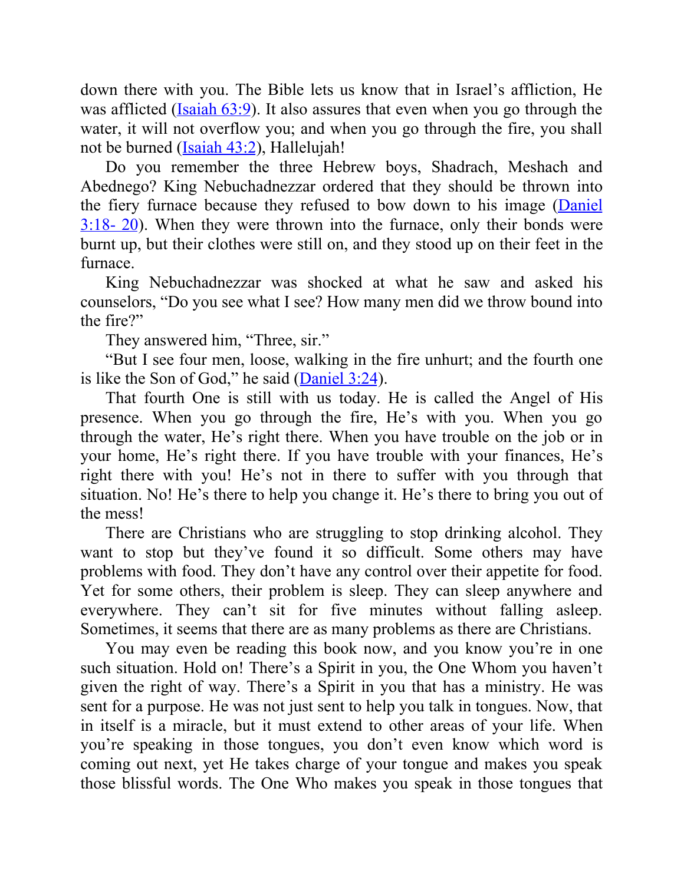down there with you. The Bible lets us know that in Israel's affliction, He was afflicted (Isaiah 63:9). It also assures that even when you go through the water, it will not overflow you; and when you go through the fire, you shall not be burned (Isaiah 43:2), Hallelujah!

Do you remember the three Hebrew boys, Shadrach, Meshach and Abednego? King Nebuchadnezzar ordered that they should be thrown into the fiery furnace because they refused to bow down to his image (Daniel 3:18- 20). When they were thrown into the furnace, only their bonds were burnt up, but their clothes were still on, and they stood up on their feet in the furnace.

King Nebuchadnezzar was shocked at what he saw and asked his counselors, "Do you see what I see? How many men did we throw bound into the fire?"

They answered him, "Three, sir."

"But I see four men, loose, walking in the fire unhurt; and the fourth one is like the Son of God," he said (Daniel 3:24).

That fourth One is still with us today. He is called the Angel of His presence. When you go through the fire, He's with you. When you go through the water, He's right there. When you have trouble on the job or in your home, He's right there. If you have trouble with your finances, He's right there with you! He's not in there to suffer with you through that situation. No! He's there to help you change it. He's there to bring you out of the mess!

There are Christians who are struggling to stop drinking alcohol. They want to stop but they've found it so difficult. Some others may have problems with food. They don't have any control over their appetite for food. Yet for some others, their problem is sleep. They can sleep anywhere and everywhere. They can't sit for five minutes without falling asleep. Sometimes, it seems that there are as many problems as there are Christians.

You may even be reading this book now, and you know you're in one such situation. Hold on! There's a Spirit in you, the One Whom you haven't given the right of way. There's a Spirit in you that has a ministry. He was sent for a purpose. He was not just sent to help you talk in tongues. Now, that in itself is a miracle, but it must extend to other areas of your life. When you're speaking in those tongues, you don't even know which word is coming out next, yet He takes charge of your tongue and makes you speak those blissful words. The One Who makes you speak in those tongues that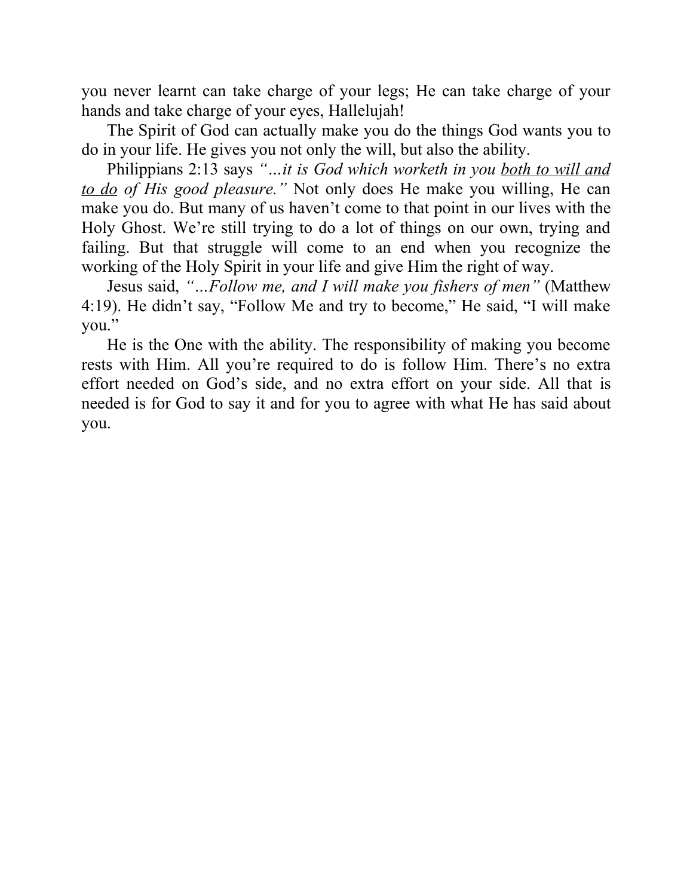you never learnt can take charge of your legs; He can take charge of your hands and take charge of your eyes, Hallelujah!

The Spirit of God can actually make you do the things God wants you to do in your life. He gives you not only the will, but also the ability.

Philippians 2:13 says *"…it is God which worketh in you <u>both to will and to do</u> of His good pleasure."* Not only does He make you willing, He can make you do. But many of us haven't come to that point in our lives with the Holy Ghost. We're still trying to do a lot of things on our own, trying and failing. But that struggle will come to an end when you recognize the working of the Holy Spirit in your life and give Him the right of way.

Jesus said, *"…Follow me, and I will make you fishers of men"* (Matthew 4:19). He didn't say, "Follow Me and try to become," He said, "I will make you."

He is the One with the ability. The responsibility of making you become rests with Him. All you're required to do is follow Him. There's no extra effort needed on God's side, and no extra effort on your side. All that is needed is for God to say it and for you to agree with what He has said about you.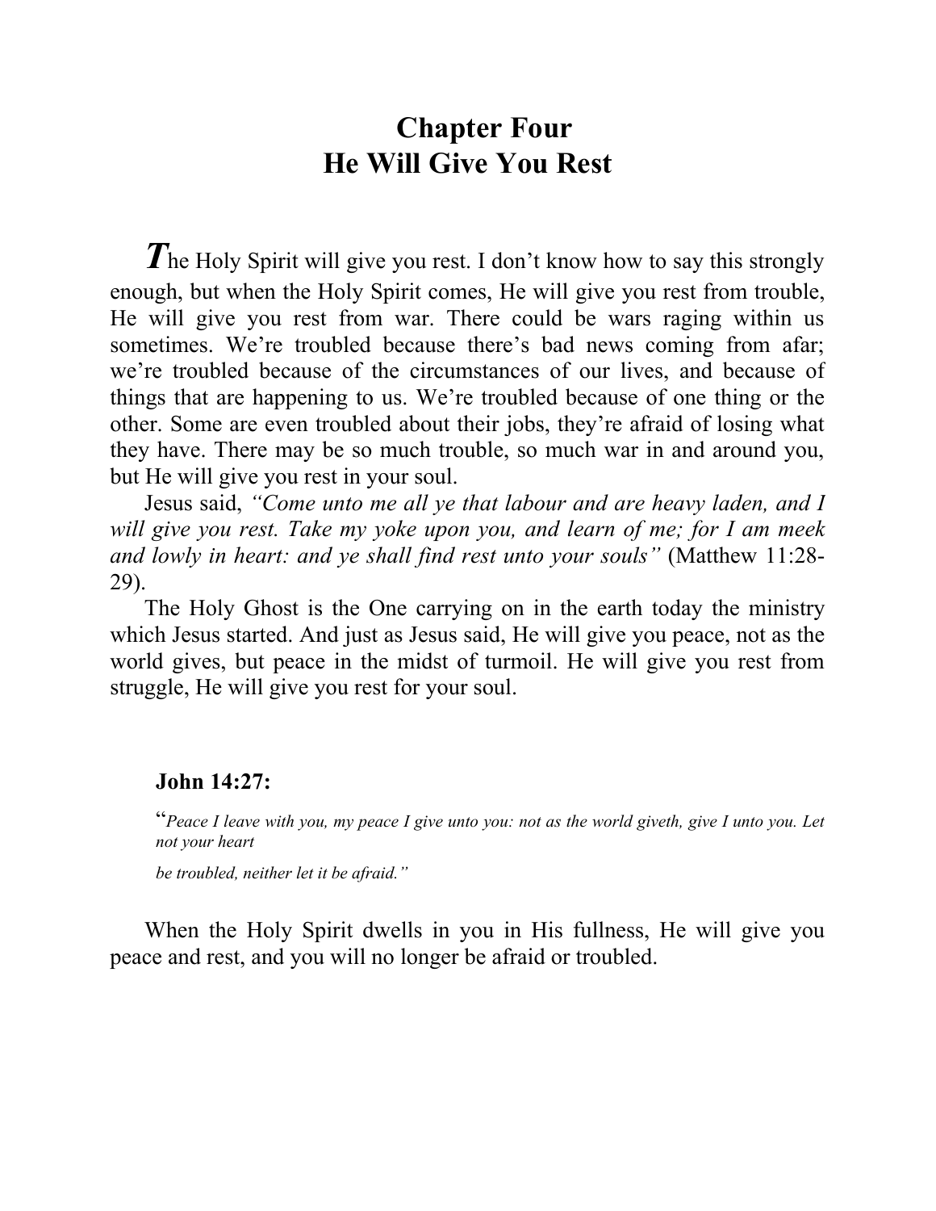# Chapter Four
# He Will Give You Rest

The Holy Spirit will give you rest. I don't know how to say this strongly enough, but when the Holy Spirit comes, He will give you rest from trouble, He will give you rest from war. There could be wars raging within us sometimes. We're troubled because there's bad news coming from afar; we're troubled because of the circumstances of our lives, and because of things that are happening to us. We're troubled because of one thing or the other. Some are even troubled about their jobs, they're afraid of losing what they have. There may be so much trouble, so much war in and around you, but He will give you rest in your soul.

Jesus said, *"Come unto me all ye that labour and are heavy laden, and I will give you rest. Take my yoke upon you, and learn of me; for I am meek and lowly in heart: and ye shall find rest unto your souls"* (Matthew 11:28-29).

The Holy Ghost is the One carrying on in the earth today the ministry which Jesus started. And just as Jesus said, He will give you peace, not as the world gives, but peace in the midst of turmoil. He will give you rest from struggle, He will give you rest for your soul.

**John 14:27:**

"*Peace I leave with you, my peace I give unto you: not as the world giveth, give I unto you. Let not your heart be troubled, neither let it be afraid."*

When the Holy Spirit dwells in you in His fullness, He will give you peace and rest, and you will no longer be afraid or troubled.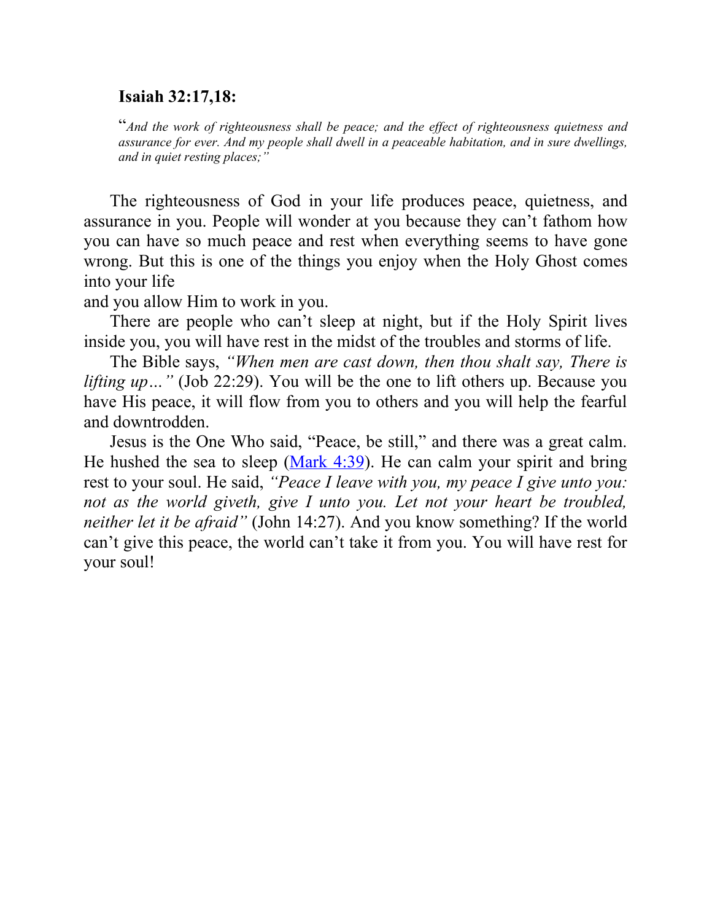**Isaiah 32:17,18:**

"*And the work of righteousness shall be peace; and the effect of righteousness quietness and assurance for ever. And my people shall dwell in a peaceable habitation, and in sure dwellings, and in quiet resting places;"*

The righteousness of God in your life produces peace, quietness, and assurance in you. People will wonder at you because they can't fathom how you can have so much peace and rest when everything seems to have gone wrong. But this is one of the things you enjoy when the Holy Ghost comes into your life
and you allow Him to work in you.

There are people who can't sleep at night, but if the Holy Spirit lives inside you, you will have rest in the midst of the troubles and storms of life.

The Bible says, *"When men are cast down, then thou shalt say, There is lifting up…"* (Job 22:29). You will be the one to lift others up. Because you have His peace, it will flow from you to others and you will help the fearful and downtrodden.

Jesus is the One Who said, "Peace, be still," and there was a great calm. He hushed the sea to sleep (Mark 4:39). He can calm your spirit and bring rest to your soul. He said, *"Peace I leave with you, my peace I give unto you: not as the world giveth, give I unto you. Let not your heart be troubled, neither let it be afraid"* (John 14:27). And you know something? If the world can't give this peace, the world can't take it from you. You will have rest for your soul!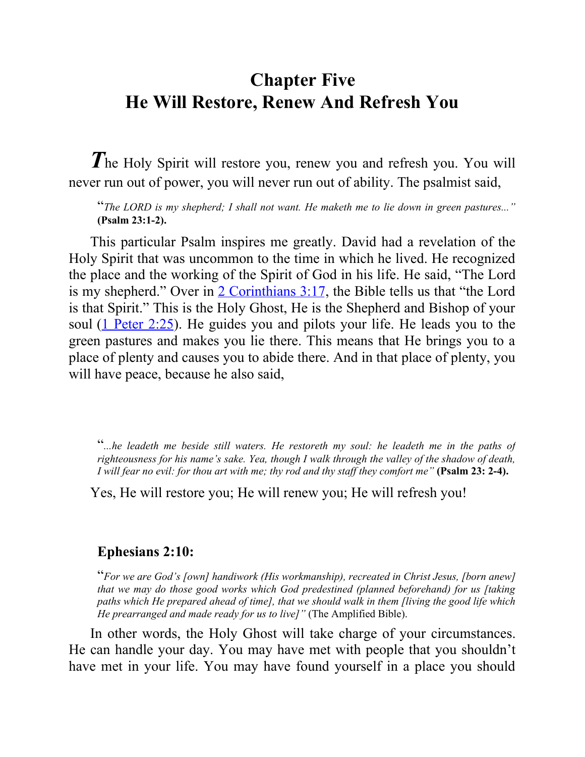# Chapter Five
# He Will Restore, Renew And Refresh You

**T**he Holy Spirit will restore you, renew you and refresh you. You will never run out of power, you will never run out of ability. The psalmist said,

> "*The LORD is my shepherd; I shall not want. He maketh me to lie down in green pastures...*" **(Psalm 23:1-2).**

This particular Psalm inspires me greatly. David had a revelation of the Holy Spirit that was uncommon to the time in which he lived. He recognized the place and the working of the Spirit of God in his life. He said, "The Lord is my shepherd." Over in 2 Corinthians 3:17, the Bible tells us that "the Lord is that Spirit." This is the Holy Ghost, He is the Shepherd and Bishop of your soul (1 Peter 2:25). He guides you and pilots your life. He leads you to the green pastures and makes you lie there. This means that He brings you to a place of plenty and causes you to abide there. And in that place of plenty, you will have peace, because he also said,

> "*...he leadeth me beside still waters. He restoreth my soul: he leadeth me in the paths of righteousness for his name's sake. Yea, though I walk through the valley of the shadow of death, I will fear no evil: for thou art with me; thy rod and thy staff they comfort me*" **(Psalm 23: 2-4).**

Yes, He will restore you; He will renew you; He will refresh you!

**Ephesians 2:10:**

> "*For we are God's [own] handiwork (His workmanship), recreated in Christ Jesus, [born anew] that we may do those good works which God predestined (planned beforehand) for us [taking paths which He prepared ahead of time], that we should walk in them [living the good life which He prearranged and made ready for us to live]*" (The Amplified Bible).

In other words, the Holy Ghost will take charge of your circumstances. He can handle your day. You may have met with people that you shouldn't have met in your life. You may have found yourself in a place you should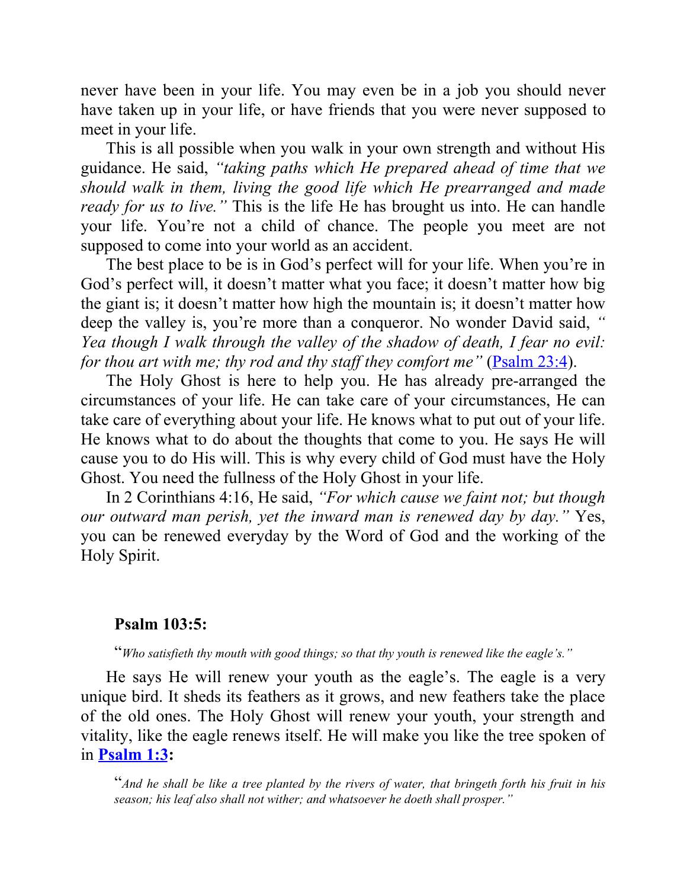never have been in your life. You may even be in a job you should never have taken up in your life, or have friends that you were never supposed to meet in your life.

This is all possible when you walk in your own strength and without His guidance. He said, *"taking paths which He prepared ahead of time that we should walk in them, living the good life which He prearranged and made ready for us to live."* This is the life He has brought us into. He can handle your life. You're not a child of chance. The people you meet are not supposed to come into your world as an accident.

The best place to be is in God's perfect will for your life. When you're in God's perfect will, it doesn't matter what you face; it doesn't matter how big the giant is; it doesn't matter how high the mountain is; it doesn't matter how deep the valley is, you're more than a conqueror. No wonder David said, *" Yea though I walk through the valley of the shadow of death, I fear no evil: for thou art with me; thy rod and thy staff they comfort me"* (Psalm 23:4).

The Holy Ghost is here to help you. He has already pre-arranged the circumstances of your life. He can take care of your circumstances, He can take care of everything about your life. He knows what to put out of your life. He knows what to do about the thoughts that come to you. He says He will cause you to do His will. This is why every child of God must have the Holy Ghost. You need the fullness of the Holy Ghost in your life.

In 2 Corinthians 4:16, He said, *"For which cause we faint not; but though our outward man perish, yet the inward man is renewed day by day."* Yes, you can be renewed everyday by the Word of God and the working of the Holy Spirit.

**Psalm 103:5:**

"*Who satisfieth thy mouth with good things; so that thy youth is renewed like the eagle's."*

He says He will renew your youth as the eagle's. The eagle is a very unique bird. It sheds its feathers as it grows, and new feathers take the place of the old ones. The Holy Ghost will renew your youth, your strength and vitality, like the eagle renews itself. He will make you like the tree spoken of in **Psalm 1:3:**

"*And he shall be like a tree planted by the rivers of water, that bringeth forth his fruit in his season; his leaf also shall not wither; and whatsoever he doeth shall prosper."*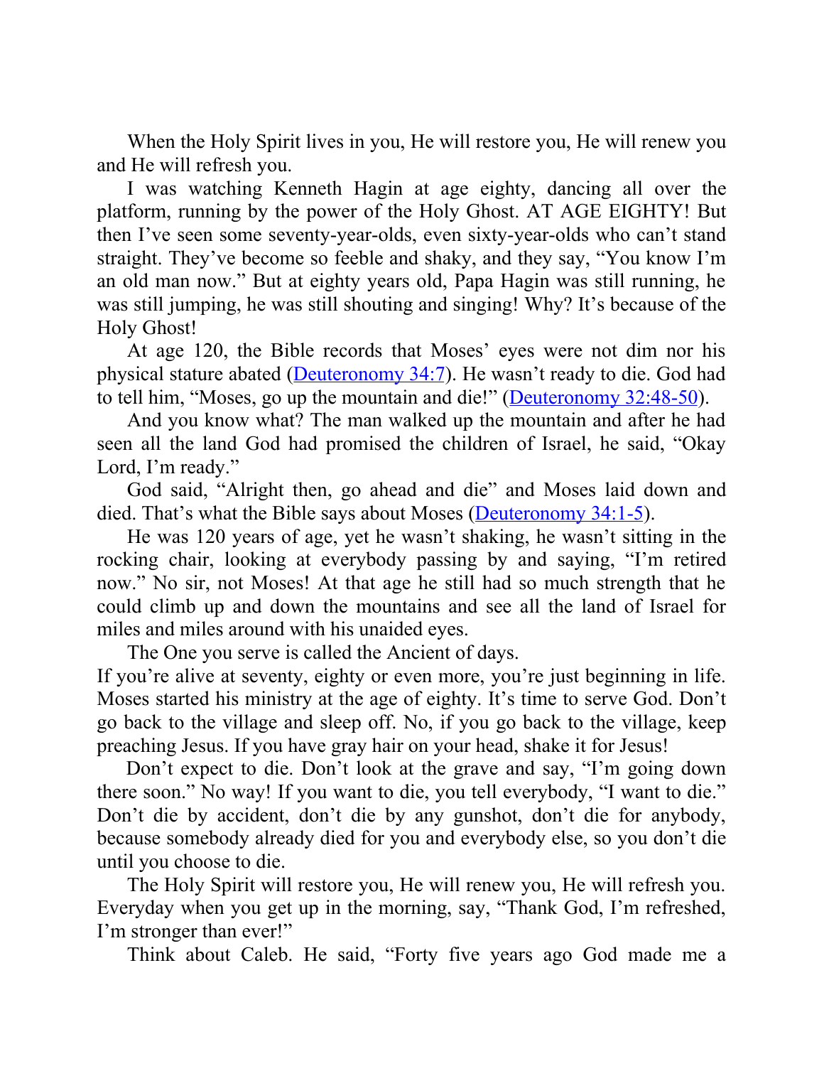When the Holy Spirit lives in you, He will restore you, He will renew you and He will refresh you.

I was watching Kenneth Hagin at age eighty, dancing all over the platform, running by the power of the Holy Ghost. AT AGE EIGHTY! But then I've seen some seventy-year-olds, even sixty-year-olds who can't stand straight. They've become so feeble and shaky, and they say, "You know I'm an old man now." But at eighty years old, Papa Hagin was still running, he was still jumping, he was still shouting and singing! Why? It's because of the Holy Ghost!

At age 120, the Bible records that Moses' eyes were not dim nor his physical stature abated (Deuteronomy 34:7). He wasn't ready to die. God had to tell him, "Moses, go up the mountain and die!" (Deuteronomy 32:48-50).

And you know what? The man walked up the mountain and after he had seen all the land God had promised the children of Israel, he said, "Okay Lord, I'm ready."

God said, "Alright then, go ahead and die" and Moses laid down and died. That's what the Bible says about Moses (Deuteronomy 34:1-5).

He was 120 years of age, yet he wasn't shaking, he wasn't sitting in the rocking chair, looking at everybody passing by and saying, "I'm retired now." No sir, not Moses! At that age he still had so much strength that he could climb up and down the mountains and see all the land of Israel for miles and miles around with his unaided eyes.

The One you serve is called the Ancient of days.

If you're alive at seventy, eighty or even more, you're just beginning in life. Moses started his ministry at the age of eighty. It's time to serve God. Don't go back to the village and sleep off. No, if you go back to the village, keep preaching Jesus. If you have gray hair on your head, shake it for Jesus!

Don't expect to die. Don't look at the grave and say, "I'm going down there soon." No way! If you want to die, you tell everybody, "I want to die." Don't die by accident, don't die by any gunshot, don't die for anybody, because somebody already died for you and everybody else, so you don't die until you choose to die.

The Holy Spirit will restore you, He will renew you, He will refresh you. Everyday when you get up in the morning, say, "Thank God, I'm refreshed, I'm stronger than ever!"

Think about Caleb. He said, "Forty five years ago God made me a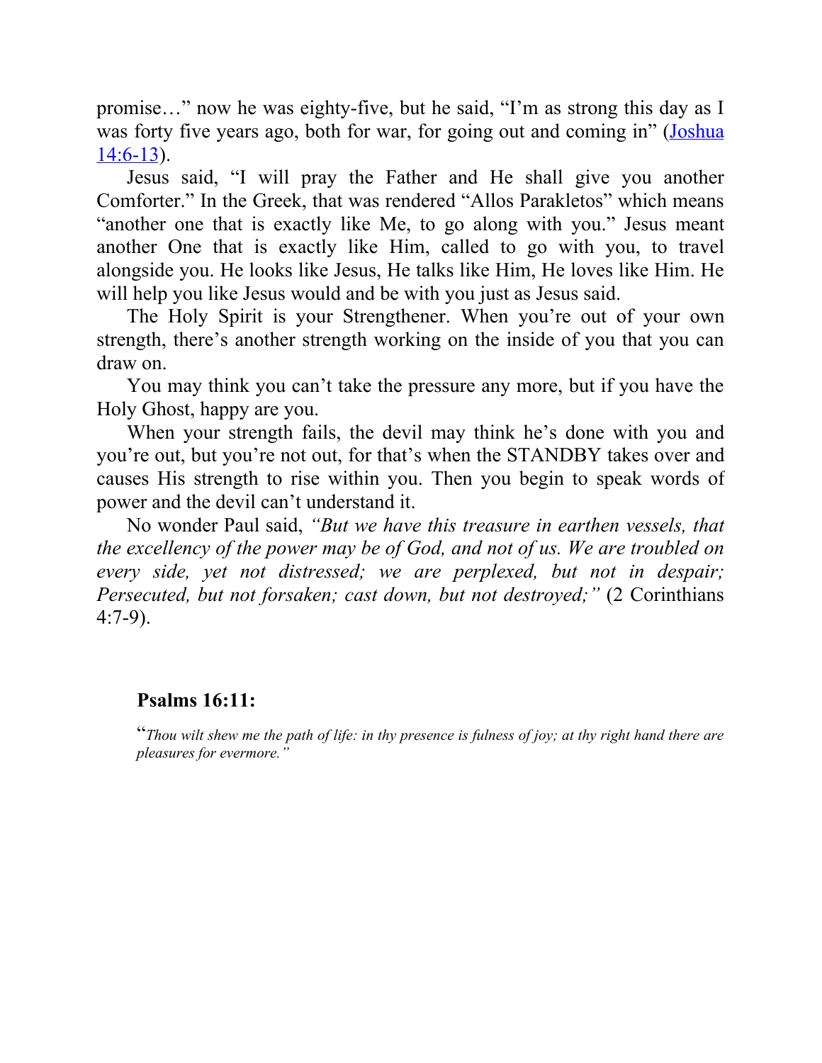promise…" now he was eighty-five, but he said, "I'm as strong this day as I was forty five years ago, both for war, for going out and coming in" (Joshua 14:6-13).

Jesus said, "I will pray the Father and He shall give you another Comforter." In the Greek, that was rendered "Allos Parakletos" which means "another one that is exactly like Me, to go along with you." Jesus meant another One that is exactly like Him, called to go with you, to travel alongside you. He looks like Jesus, He talks like Him, He loves like Him. He will help you like Jesus would and be with you just as Jesus said.

The Holy Spirit is your Strengthener. When you're out of your own strength, there's another strength working on the inside of you that you can draw on.

You may think you can't take the pressure any more, but if you have the Holy Ghost, happy are you.

When your strength fails, the devil may think he's done with you and you're out, but you're not out, for that's when the STANDBY takes over and causes His strength to rise within you. Then you begin to speak words of power and the devil can't understand it.

No wonder Paul said, *"But we have this treasure in earthen vessels, that the excellency of the power may be of God, and not of us. We are troubled on every side, yet not distressed; we are perplexed, but not in despair; Persecuted, but not forsaken; cast down, but not destroyed;"* (2 Corinthians 4:7-9).

**Psalms 16:11:**

"*Thou wilt shew me the path of life: in thy presence is fulness of joy; at thy right hand there are pleasures for evermore."*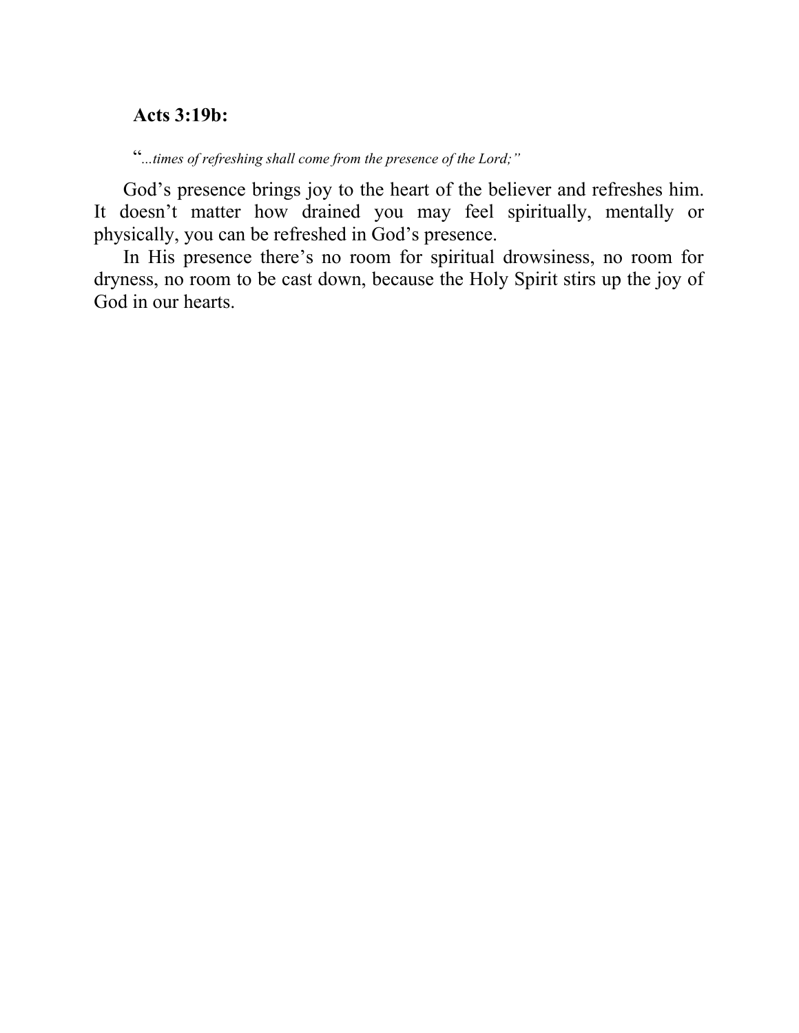**Acts 3:19b:**

"*...times of refreshing shall come from the presence of the Lord;"*

God's presence brings joy to the heart of the believer and refreshes him. It doesn't matter how drained you may feel spiritually, mentally or physically, you can be refreshed in God's presence.

In His presence there's no room for spiritual drowsiness, no room for dryness, no room to be cast down, because the Holy Spirit stirs up the joy of God in our hearts.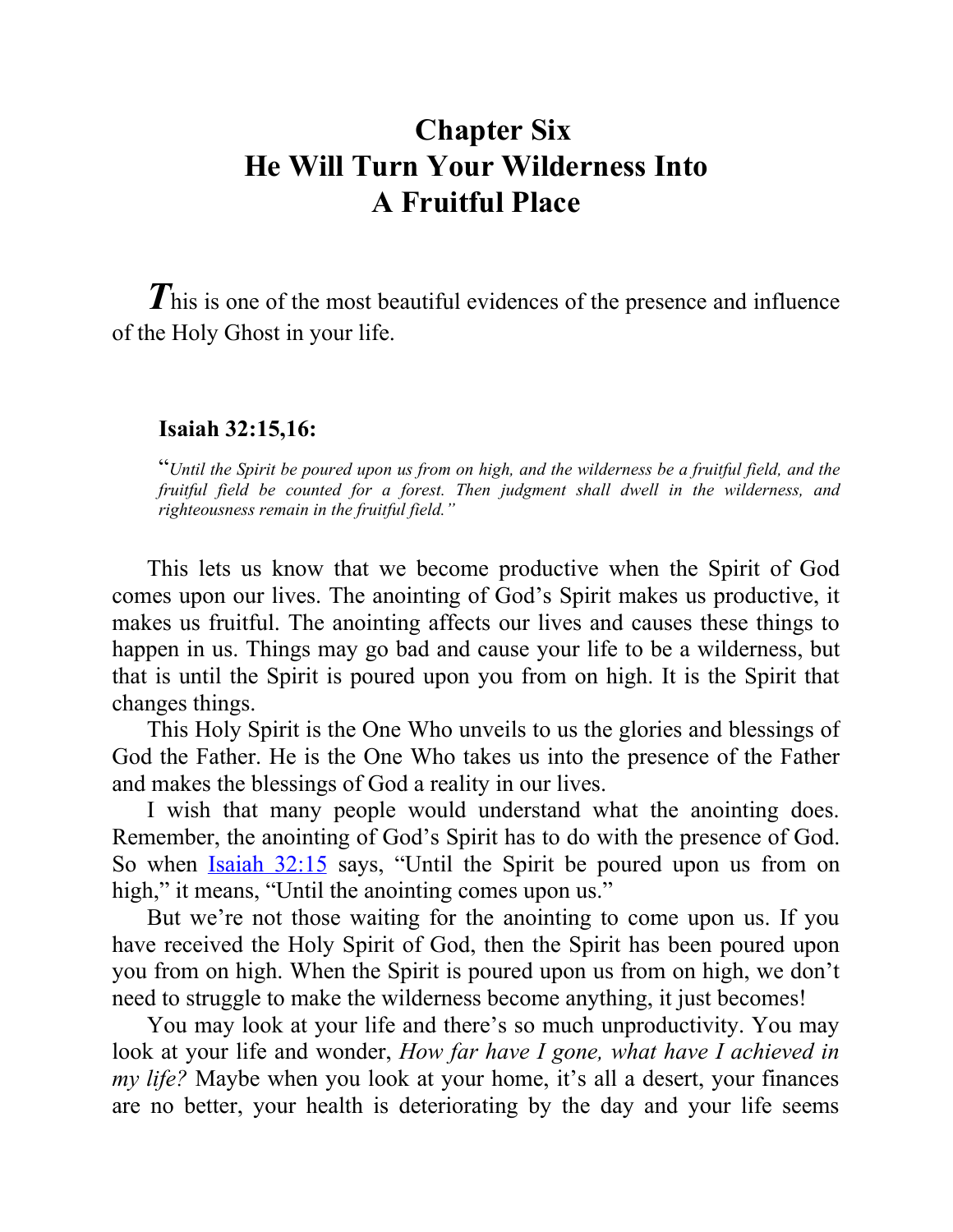# Chapter Six
# He Will Turn Your Wilderness Into A Fruitful Place

***T***his is one of the most beautiful evidences of the presence and influence of the Holy Ghost in your life.

**Isaiah 32:15,16:**

"*Until the Spirit be poured upon us from on high, and the wilderness be a fruitful field, and the fruitful field be counted for a forest. Then judgment shall dwell in the wilderness, and righteousness remain in the fruitful field."*

This lets us know that we become productive when the Spirit of God comes upon our lives. The anointing of God's Spirit makes us productive, it makes us fruitful. The anointing affects our lives and causes these things to happen in us. Things may go bad and cause your life to be a wilderness, but that is until the Spirit is poured upon you from on high. It is the Spirit that changes things.

This Holy Spirit is the One Who unveils to us the glories and blessings of God the Father. He is the One Who takes us into the presence of the Father and makes the blessings of God a reality in our lives.

I wish that many people would understand what the anointing does. Remember, the anointing of God's Spirit has to do with the presence of God. So when Isaiah 32:15 says, "Until the Spirit be poured upon us from on high," it means, "Until the anointing comes upon us."

But we're not those waiting for the anointing to come upon us. If you have received the Holy Spirit of God, then the Spirit has been poured upon you from on high. When the Spirit is poured upon us from on high, we don't need to struggle to make the wilderness become anything, it just becomes!

You may look at your life and there's so much unproductivity. You may look at your life and wonder, *How far have I gone, what have I achieved in my life?* Maybe when you look at your home, it's all a desert, your finances are no better, your health is deteriorating by the day and your life seems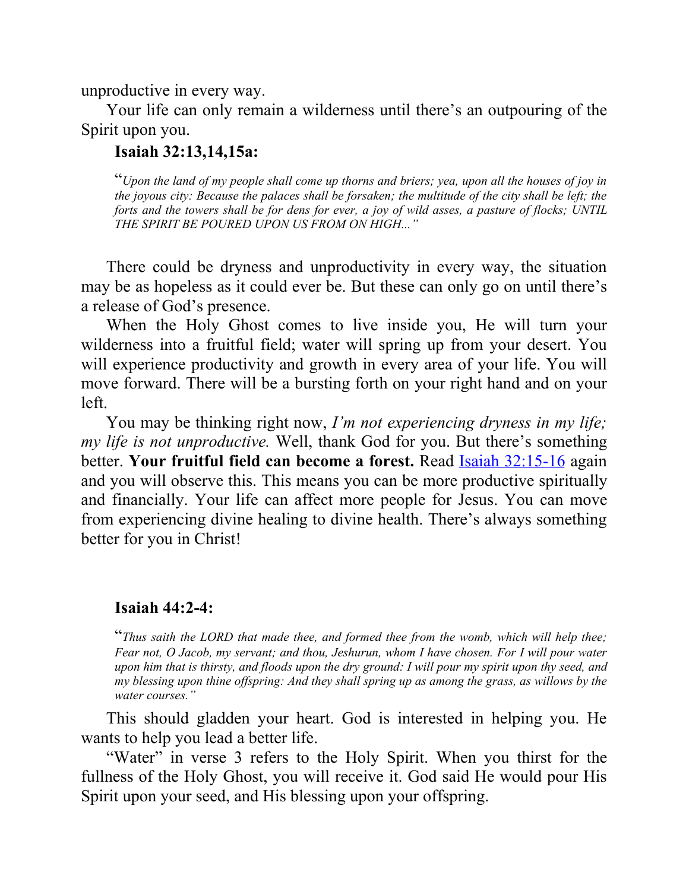unproductive in every way.

Your life can only remain a wilderness until there's an outpouring of the Spirit upon you.

**Isaiah 32:13,14,15a:**

> "*Upon the land of my people shall come up thorns and briers; yea, upon all the houses of joy in the joyous city: Because the palaces shall be forsaken; the multitude of the city shall be left; the forts and the towers shall be for dens for ever, a joy of wild asses, a pasture of flocks; UNTIL THE SPIRIT BE POURED UPON US FROM ON HIGH...*"

There could be dryness and unproductivity in every way, the situation may be as hopeless as it could ever be. But these can only go on until there's a release of God's presence.

When the Holy Ghost comes to live inside you, He will turn your wilderness into a fruitful field; water will spring up from your desert. You will experience productivity and growth in every area of your life. You will move forward. There will be a bursting forth on your right hand and on your left.

You may be thinking right now, *I'm not experiencing dryness in my life; my life is not unproductive.* Well, thank God for you. But there's something better. **Your fruitful field can become a forest.** Read Isaiah 32:15-16 again and you will observe this. This means you can be more productive spiritually and financially. Your life can affect more people for Jesus. You can move from experiencing divine healing to divine health. There's always something better for you in Christ!

**Isaiah 44:2-4:**

> "*Thus saith the LORD that made thee, and formed thee from the womb, which will help thee; Fear not, O Jacob, my servant; and thou, Jeshurun, whom I have chosen. For I will pour water upon him that is thirsty, and floods upon the dry ground: I will pour my spirit upon thy seed, and my blessing upon thine offspring: And they shall spring up as among the grass, as willows by the water courses.*"

This should gladden your heart. God is interested in helping you. He wants to help you lead a better life.

"Water" in verse 3 refers to the Holy Spirit. When you thirst for the fullness of the Holy Ghost, you will receive it. God said He would pour His Spirit upon your seed, and His blessing upon your offspring.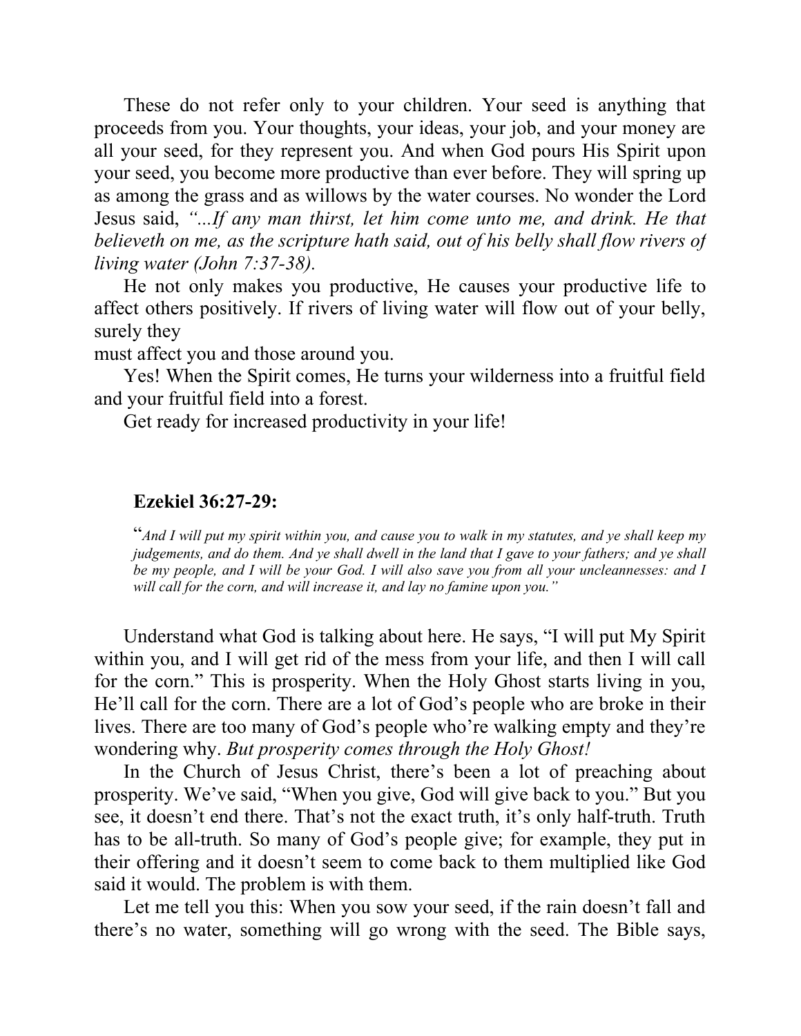These do not refer only to your children. Your seed is anything that proceeds from you. Your thoughts, your ideas, your job, and your money are all your seed, for they represent you. And when God pours His Spirit upon your seed, you become more productive than ever before. They will spring up as among the grass and as willows by the water courses. No wonder the Lord Jesus said, *"...If any man thirst, let him come unto me, and drink. He that believeth on me, as the scripture hath said, out of his belly shall flow rivers of living water (John 7:37-38).*

He not only makes you productive, He causes your productive life to affect others positively. If rivers of living water will flow out of your belly, surely they must affect you and those around you.

Yes! When the Spirit comes, He turns your wilderness into a fruitful field and your fruitful field into a forest.

Get ready for increased productivity in your life!

**Ezekiel 36:27-29:**

> "*And I will put my spirit within you, and cause you to walk in my statutes, and ye shall keep my judgements, and do them. And ye shall dwell in the land that I gave to your fathers; and ye shall be my people, and I will be your God. I will also save you from all your uncleannesses: and I will call for the corn, and will increase it, and lay no famine upon you."*

Understand what God is talking about here. He says, "I will put My Spirit within you, and I will get rid of the mess from your life, and then I will call for the corn." This is prosperity. When the Holy Ghost starts living in you, He'll call for the corn. There are a lot of God's people who are broke in their lives. There are too many of God's people who're walking empty and they're wondering why. *But prosperity comes through the Holy Ghost!*

In the Church of Jesus Christ, there's been a lot of preaching about prosperity. We've said, "When you give, God will give back to you." But you see, it doesn't end there. That's not the exact truth, it's only half-truth. Truth has to be all-truth. So many of God's people give; for example, they put in their offering and it doesn't seem to come back to them multiplied like God said it would. The problem is with them.

Let me tell you this: When you sow your seed, if the rain doesn't fall and there's no water, something will go wrong with the seed. The Bible says,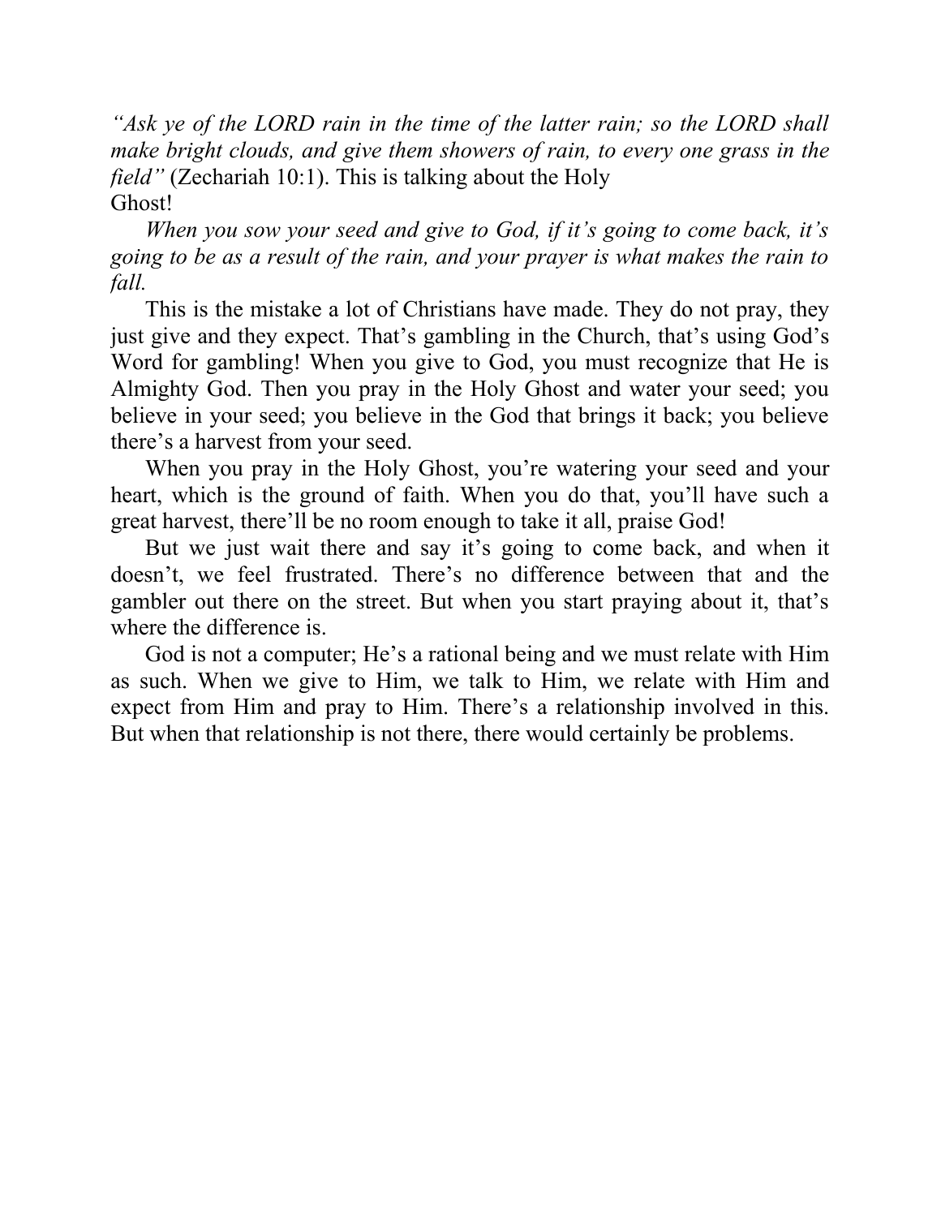*"Ask ye of the LORD rain in the time of the latter rain; so the LORD shall make bright clouds, and give them showers of rain, to every one grass in the field"* (Zechariah 10:1). This is talking about the Holy Ghost!

*When you sow your seed and give to God, if it's going to come back, it's going to be as a result of the rain, and your prayer is what makes the rain to fall.*

This is the mistake a lot of Christians have made. They do not pray, they just give and they expect. That's gambling in the Church, that's using God's Word for gambling! When you give to God, you must recognize that He is Almighty God. Then you pray in the Holy Ghost and water your seed; you believe in your seed; you believe in the God that brings it back; you believe there's a harvest from your seed.

When you pray in the Holy Ghost, you're watering your seed and your heart, which is the ground of faith. When you do that, you'll have such a great harvest, there'll be no room enough to take it all, praise God!

But we just wait there and say it's going to come back, and when it doesn't, we feel frustrated. There's no difference between that and the gambler out there on the street. But when you start praying about it, that's where the difference is.

God is not a computer; He's a rational being and we must relate with Him as such. When we give to Him, we talk to Him, we relate with Him and expect from Him and pray to Him. There's a relationship involved in this. But when that relationship is not there, there would certainly be problems.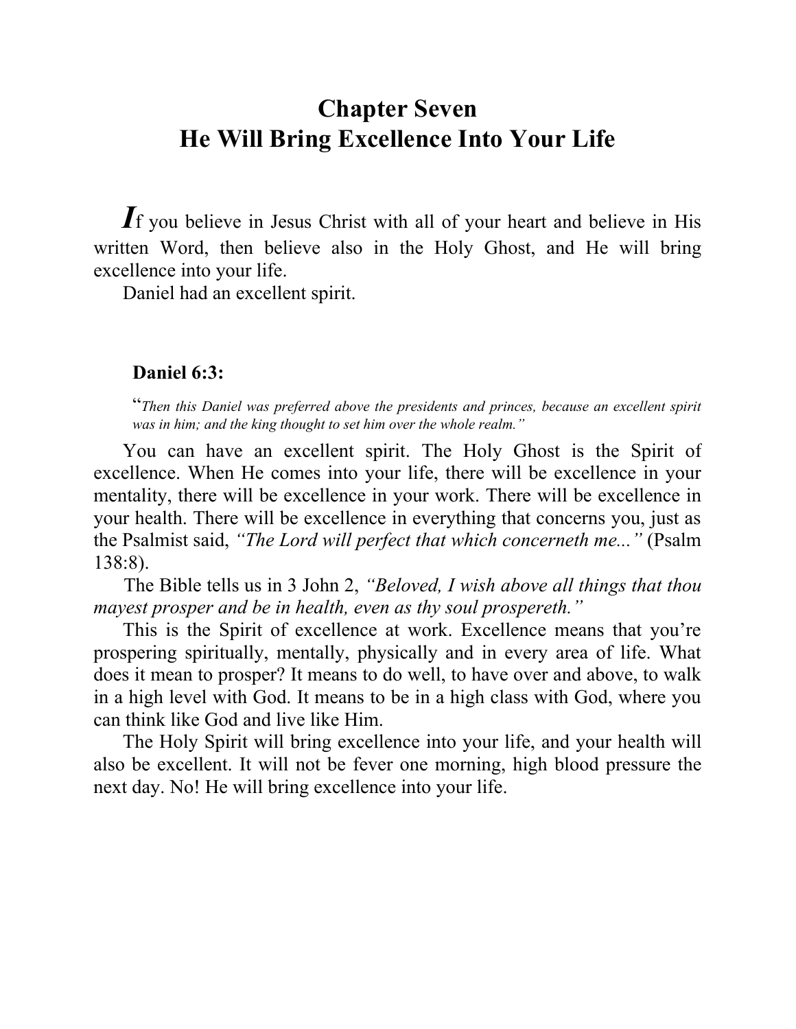# Chapter Seven
# He Will Bring Excellence Into Your Life

*I*f you believe in Jesus Christ with all of your heart and believe in His written Word, then believe also in the Holy Ghost, and He will bring excellence into your life.

Daniel had an excellent spirit.

**Daniel 6:3:**

"*Then this Daniel was preferred above the presidents and princes, because an excellent spirit was in him; and the king thought to set him over the whole realm.*"

You can have an excellent spirit. The Holy Ghost is the Spirit of excellence. When He comes into your life, there will be excellence in your mentality, there will be excellence in your work. There will be excellence in your health. There will be excellence in everything that concerns you, just as the Psalmist said, *"The Lord will perfect that which concerneth me..."* (Psalm 138:8).

The Bible tells us in 3 John 2, *"Beloved, I wish above all things that thou mayest prosper and be in health, even as thy soul prospereth."*

This is the Spirit of excellence at work. Excellence means that you're prospering spiritually, mentally, physically and in every area of life. What does it mean to prosper? It means to do well, to have over and above, to walk in a high level with God. It means to be in a high class with God, where you can think like God and live like Him.

The Holy Spirit will bring excellence into your life, and your health will also be excellent. It will not be fever one morning, high blood pressure the next day. No! He will bring excellence into your life.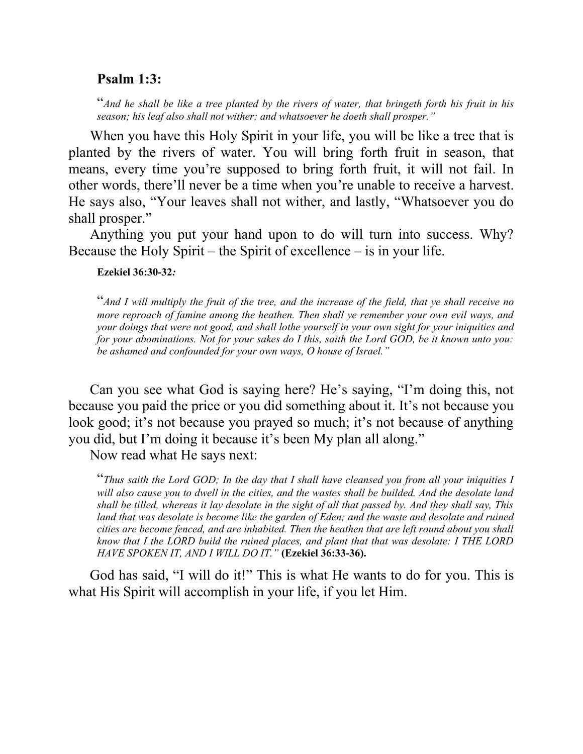**Psalm 1:3:**

"*And he shall be like a tree planted by the rivers of water, that bringeth forth his fruit in his season; his leaf also shall not wither; and whatsoever he doeth shall prosper.*"

When you have this Holy Spirit in your life, you will be like a tree that is planted by the rivers of water. You will bring forth fruit in season, that means, every time you're supposed to bring forth fruit, it will not fail. In other words, there'll never be a time when you're unable to receive a harvest. He says also, "Your leaves shall not wither, and lastly, "Whatsoever you do shall prosper."

Anything you put your hand upon to do will turn into success. Why? Because the Holy Spirit – the Spirit of excellence – is in your life.

**Ezekiel 36:30-32***:*

"*And I will multiply the fruit of the tree, and the increase of the field, that ye shall receive no more reproach of famine among the heathen. Then shall ye remember your own evil ways, and your doings that were not good, and shall lothe yourself in your own sight for your iniquities and for your abominations. Not for your sakes do I this, saith the Lord GOD, be it known unto you: be ashamed and confounded for your own ways, O house of Israel.*"

Can you see what God is saying here? He's saying, "I'm doing this, not because you paid the price or you did something about it. It's not because you look good; it's not because you prayed so much; it's not because of anything you did, but I'm doing it because it's been My plan all along."

Now read what He says next:

"*Thus saith the Lord GOD; In the day that I shall have cleansed you from all your iniquities I will also cause you to dwell in the cities, and the wastes shall be builded. And the desolate land shall be tilled, whereas it lay desolate in the sight of all that passed by. And they shall say, This land that was desolate is become like the garden of Eden; and the waste and desolate and ruined cities are become fenced, and are inhabited. Then the heathen that are left round about you shall know that I the LORD build the ruined places, and plant that that was desolate: I THE LORD HAVE SPOKEN IT, AND I WILL DO IT.*" **(Ezekiel 36:33-36).**

God has said, "I will do it!" This is what He wants to do for you. This is what His Spirit will accomplish in your life, if you let Him.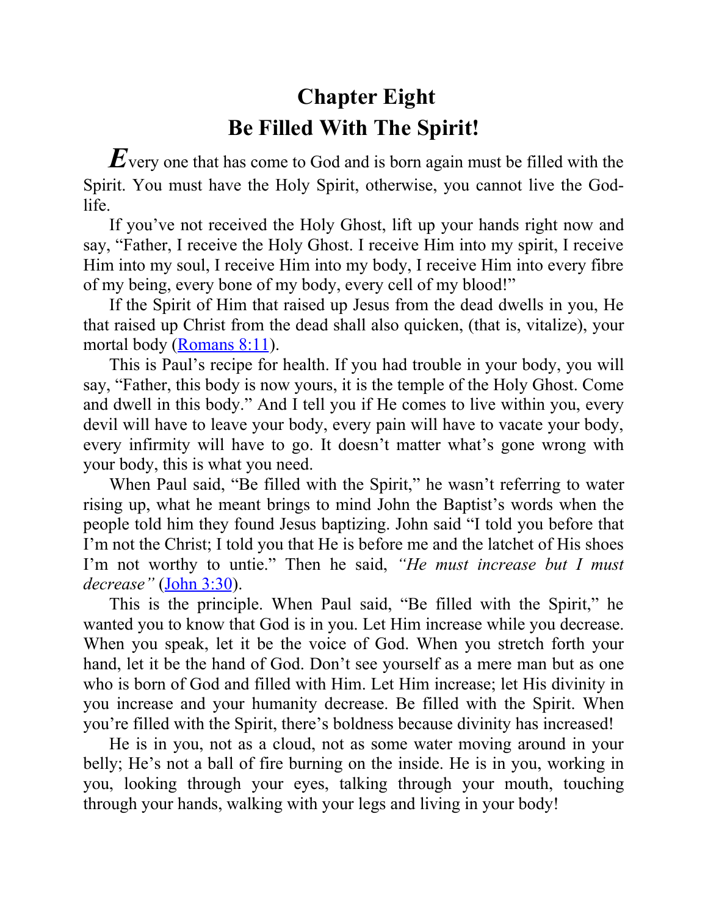# Chapter Eight
# Be Filled With The Spirit!

Every one that has come to God and is born again must be filled with the Spirit. You must have the Holy Spirit, otherwise, you cannot live the God-life.

If you've not received the Holy Ghost, lift up your hands right now and say, "Father, I receive the Holy Ghost. I receive Him into my spirit, I receive Him into my soul, I receive Him into my body, I receive Him into every fibre of my being, every bone of my body, every cell of my blood!"

If the Spirit of Him that raised up Jesus from the dead dwells in you, He that raised up Christ from the dead shall also quicken, (that is, vitalize), your mortal body (Romans 8:11).

This is Paul's recipe for health. If you had trouble in your body, you will say, "Father, this body is now yours, it is the temple of the Holy Ghost. Come and dwell in this body." And I tell you if He comes to live within you, every devil will have to leave your body, every pain will have to vacate your body, every infirmity will have to go. It doesn't matter what's gone wrong with your body, this is what you need.

When Paul said, "Be filled with the Spirit," he wasn't referring to water rising up, what he meant brings to mind John the Baptist's words when the people told him they found Jesus baptizing. John said "I told you before that I'm not the Christ; I told you that He is before me and the latchet of His shoes I'm not worthy to untie." Then he said, *"He must increase but I must decrease"* (John 3:30).

This is the principle. When Paul said, "Be filled with the Spirit," he wanted you to know that God is in you. Let Him increase while you decrease. When you speak, let it be the voice of God. When you stretch forth your hand, let it be the hand of God. Don't see yourself as a mere man but as one who is born of God and filled with Him. Let Him increase; let His divinity in you increase and your humanity decrease. Be filled with the Spirit. When you're filled with the Spirit, there's boldness because divinity has increased!

He is in you, not as a cloud, not as some water moving around in your belly; He's not a ball of fire burning on the inside. He is in you, working in you, looking through your eyes, talking through your mouth, touching through your hands, walking with your legs and living in your body!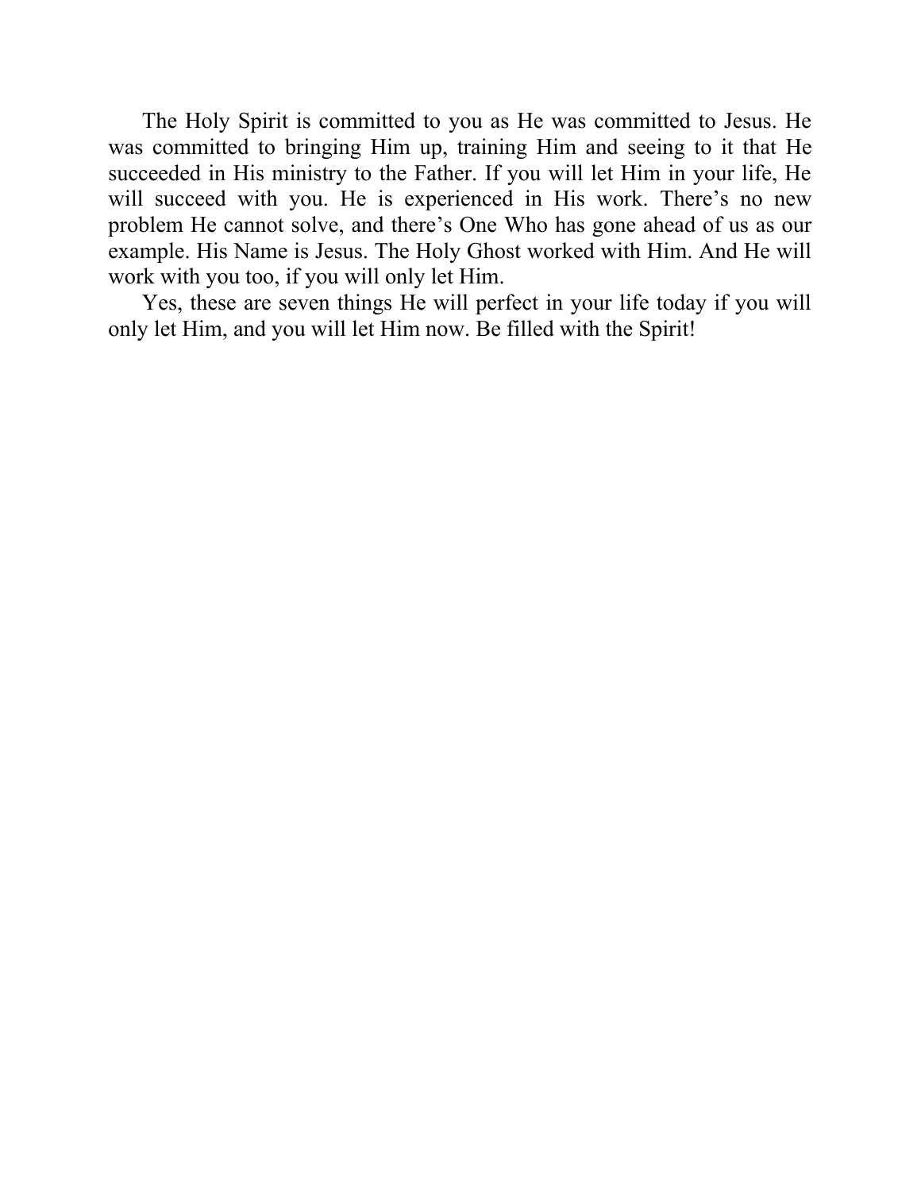The Holy Spirit is committed to you as He was committed to Jesus. He was committed to bringing Him up, training Him and seeing to it that He succeeded in His ministry to the Father. If you will let Him in your life, He will succeed with you. He is experienced in His work. There's no new problem He cannot solve, and there's One Who has gone ahead of us as our example. His Name is Jesus. The Holy Ghost worked with Him. And He will work with you too, if you will only let Him.

Yes, these are seven things He will perfect in your life today if you will only let Him, and you will let Him now. Be filled with the Spirit!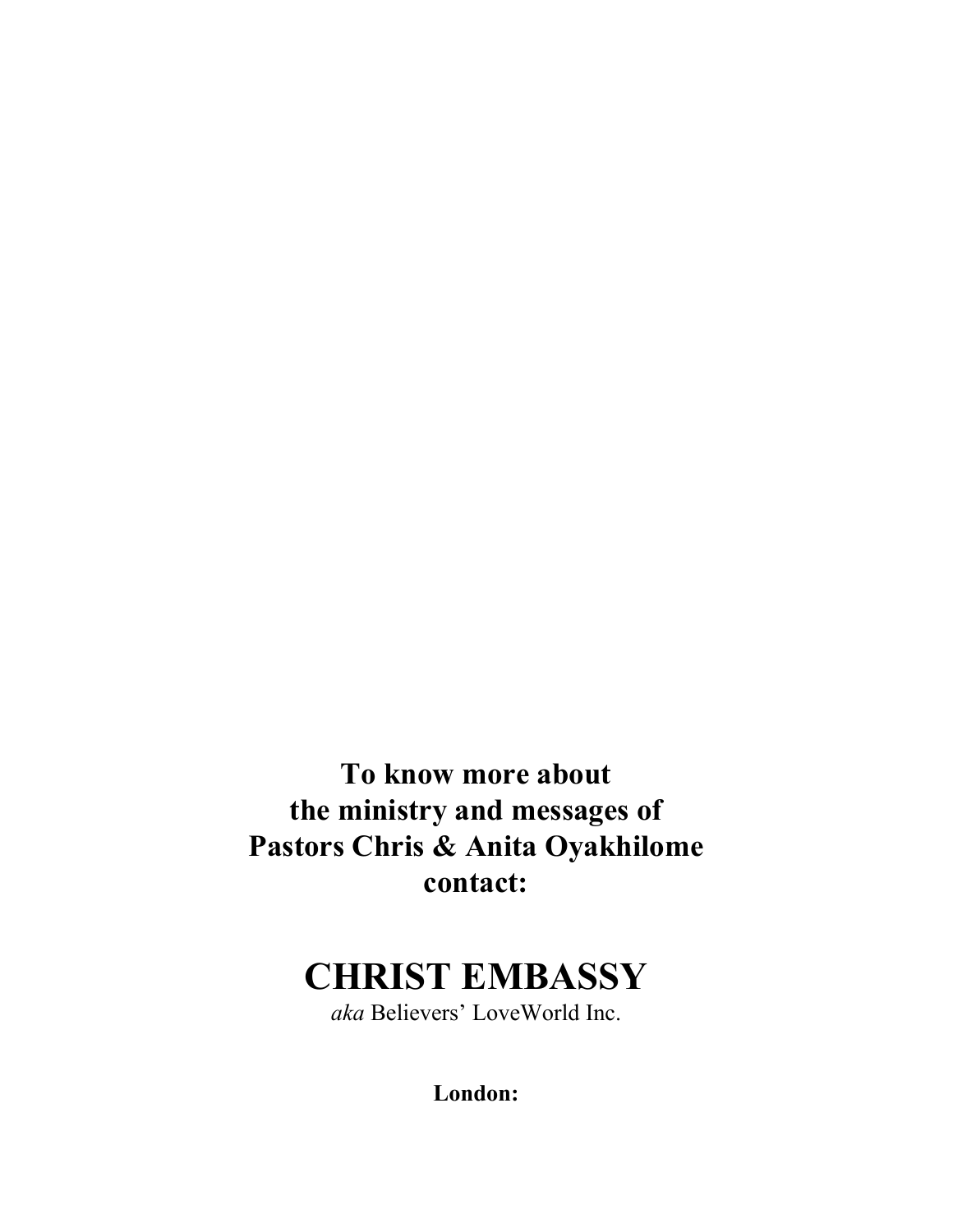**To know more about**
**the ministry and messages of**
**Pastors Chris & Anita Oyakhilome**
**contact:**

# CHRIST EMBASSY

*aka* Believers' LoveWorld Inc.

**London:**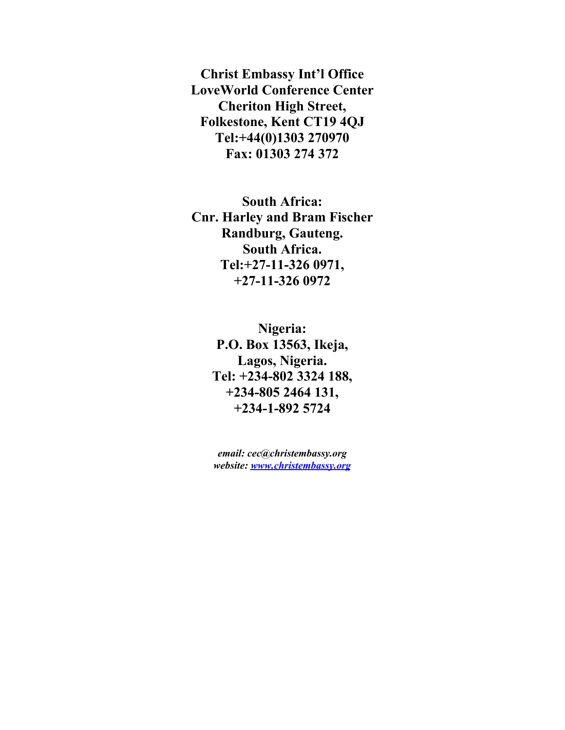**Christ Embassy Int'l Office**
**LoveWorld Conference Center**
**Cheriton High Street,**
**Folkestone, Kent CT19 4QJ**
**Tel:+44(0)1303 270970**
**Fax: 01303 274 372**

**South Africa:**
**Cnr. Harley and Bram Fischer**
**Randburg, Gauteng.**
**South Africa.**
**Tel:+27-11-326 0971,**
**+27-11-326 0972**

**Nigeria:**
**P.O. Box 13563, Ikeja,**
**Lagos, Nigeria.**
**Tel: +234-802 3324 188,**
**+234-805 2464 131,**
**+234-1-892 5724**

***email: cec@christembassy.org***
***website: [www.christembassy.org](http://www.christembassy.org)***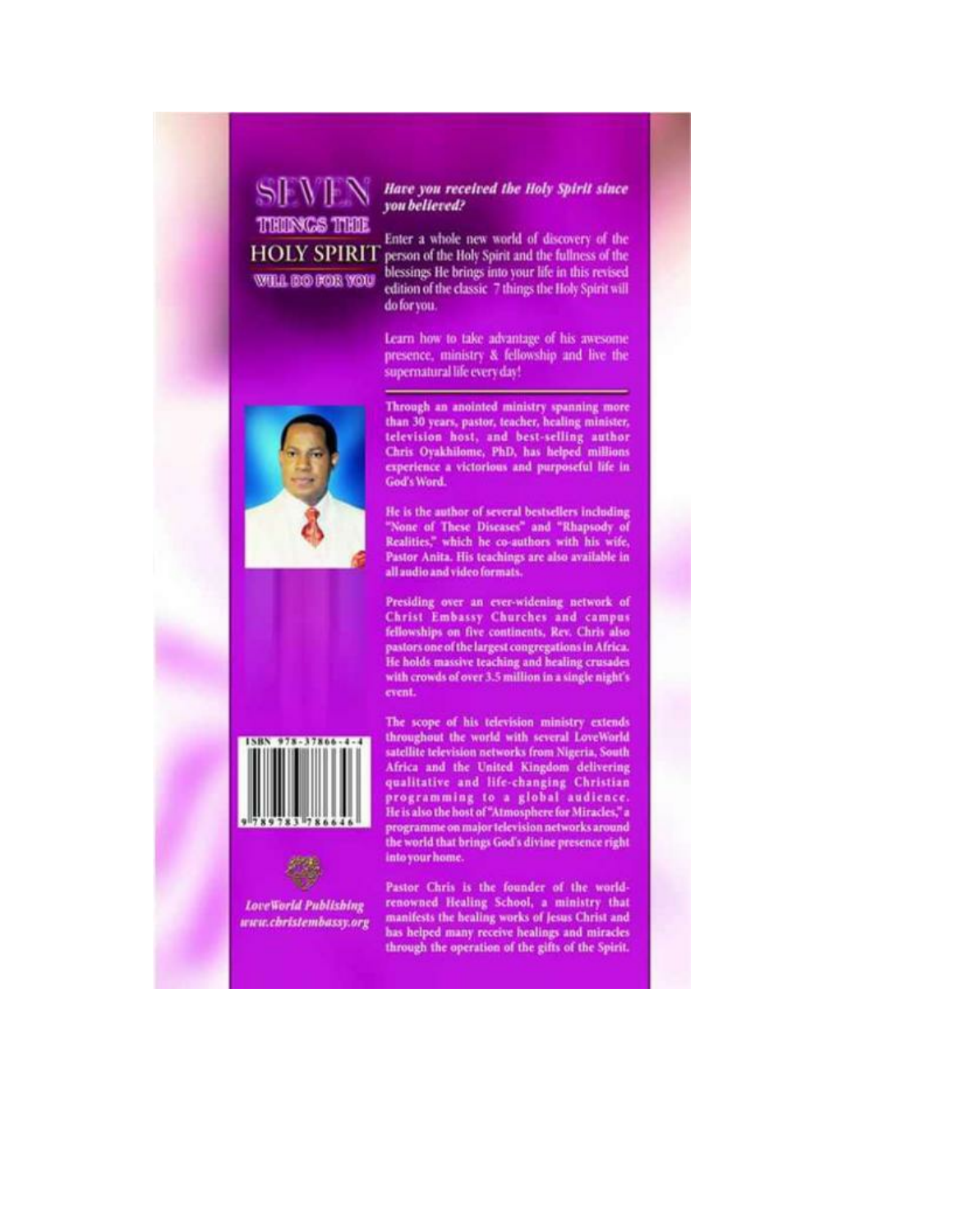# SEVEN THINGS THE HOLY SPIRIT WILL DO FOR YOU

***Have you received the Holy Spirit since you believed?***

Enter a whole new world of discovery of the person of the Holy Spirit and the fullness of the blessings He brings into your life in this revised edition of the classic 7 things the Holy Spirit will do for you.

Learn how to take advantage of his awesome presence, ministry & fellowship and live the supernatural life every day!

**Through an anointed ministry spanning more than 30 years, pastor, teacher, healing minister, television host, and best-selling author Chris Oyakhilome, PhD, has helped millions experience a victorious and purposeful life in God's Word.**

**He is the author of several bestsellers including "None of These Diseases" and "Rhapsody of Realities," which he co-authors with his wife, Pastor Anita. His teachings are also available in all audio and video formats.**

**Presiding over an ever-widening network of Christ Embassy Churches and campus fellowships on five continents, Rev. Chris also pastors one of the largest congregations in Africa. He holds massive teaching and healing crusades with crowds of over 3.5 million in a single night's event.**

**The scope of his television ministry extends throughout the world with several LoveWorld satellite television networks from Nigeria, South Africa and the United Kingdom delivering qualitative and life-changing Christian programming to a global audience. He is also the host of "Atmosphere for Miracles," a programme on major television networks around the world that brings God's divine presence right into your home.**

**Pastor Chris is the founder of the world-renowned Healing School, a ministry that manifests the healing works of Jesus Christ and has helped many receive healings and miracles through the operation of the gifts of the Spirit.**

ISBN 978-37866-4-4

9 789783 786646

***LoveWorld Publishing***
***www.christembassy.org***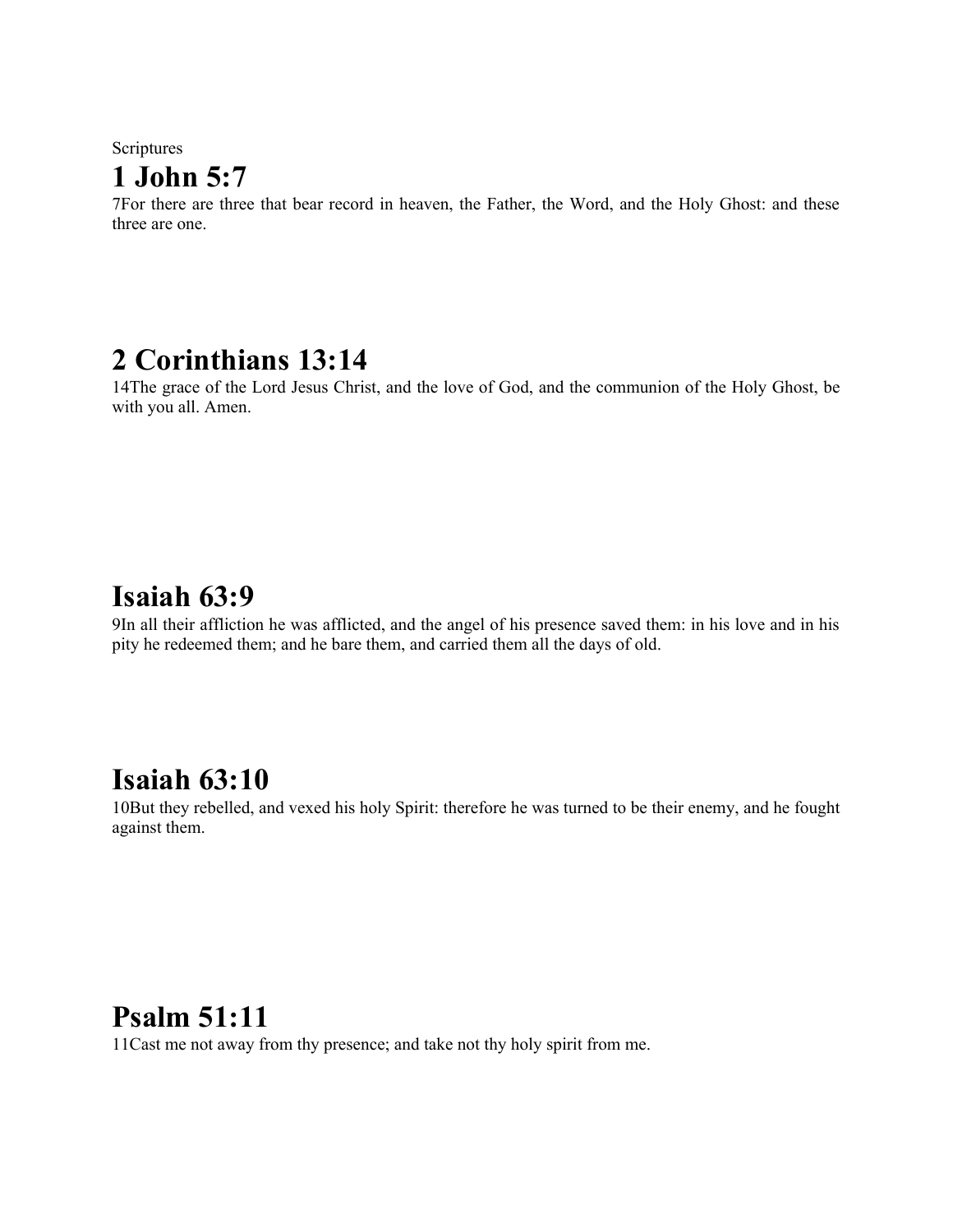Scriptures

# 1 John 5:7

7For there are three that bear record in heaven, the Father, the Word, and the Holy Ghost: and these three are one.

# 2 Corinthians 13:14

14The grace of the Lord Jesus Christ, and the love of God, and the communion of the Holy Ghost, be with you all. Amen.

# Isaiah 63:9

9In all their affliction he was afflicted, and the angel of his presence saved them: in his love and in his pity he redeemed them; and he bare them, and carried them all the days of old.

# Isaiah 63:10

10But they rebelled, and vexed his holy Spirit: therefore he was turned to be their enemy, and he fought against them.

# Psalm 51:11

11Cast me not away from thy presence; and take not thy holy spirit from me.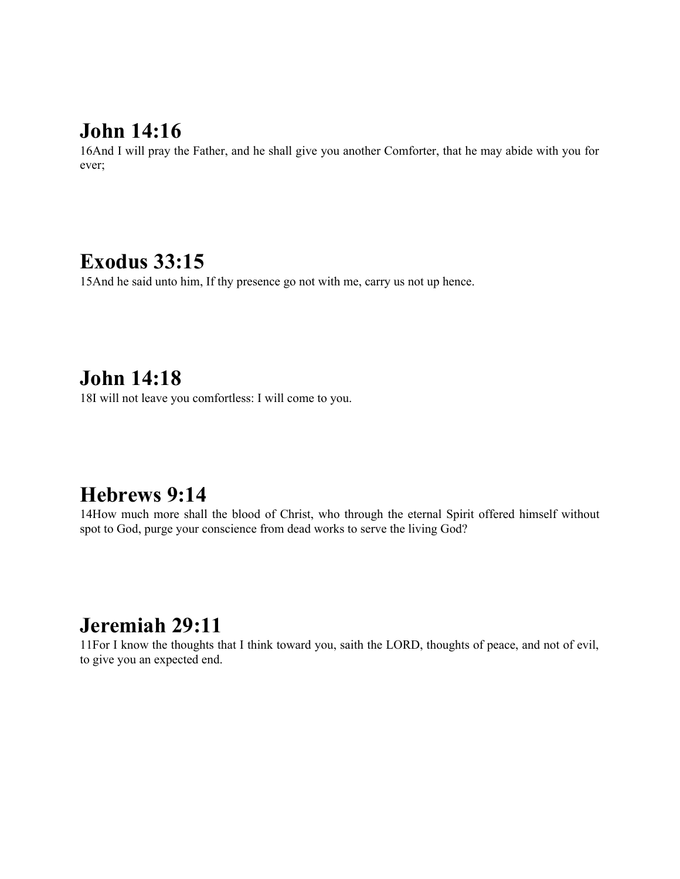## John 14:16

16And I will pray the Father, and he shall give you another Comforter, that he may abide with you for ever;

## Exodus 33:15

15And he said unto him, If thy presence go not with me, carry us not up hence.

## John 14:18

18I will not leave you comfortless: I will come to you.

## Hebrews 9:14

14How much more shall the blood of Christ, who through the eternal Spirit offered himself without spot to God, purge your conscience from dead works to serve the living God?

## Jeremiah 29:11

11For I know the thoughts that I think toward you, saith the LORD, thoughts of peace, and not of evil, to give you an expected end.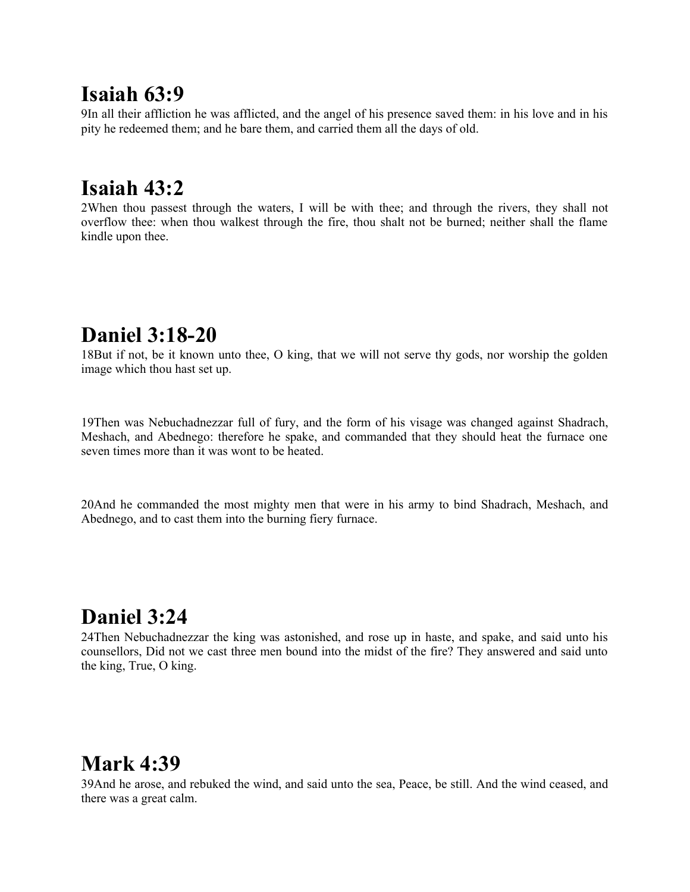# Isaiah 63:9

9In all their affliction he was afflicted, and the angel of his presence saved them: in his love and in his pity he redeemed them; and he bare them, and carried them all the days of old.

# Isaiah 43:2

2When thou passest through the waters, I will be with thee; and through the rivers, they shall not overflow thee: when thou walkest through the fire, thou shalt not be burned; neither shall the flame kindle upon thee.

# Daniel 3:18-20

18But if not, be it known unto thee, O king, that we will not serve thy gods, nor worship the golden image which thou hast set up.

19Then was Nebuchadnezzar full of fury, and the form of his visage was changed against Shadrach, Meshach, and Abednego: therefore he spake, and commanded that they should heat the furnace one seven times more than it was wont to be heated.

20And he commanded the most mighty men that were in his army to bind Shadrach, Meshach, and Abednego, and to cast them into the burning fiery furnace.

# Daniel 3:24

24Then Nebuchadnezzar the king was astonished, and rose up in haste, and spake, and said unto his counsellors, Did not we cast three men bound into the midst of the fire? They answered and said unto the king, True, O king.

# Mark 4:39

39And he arose, and rebuked the wind, and said unto the sea, Peace, be still. And the wind ceased, and there was a great calm.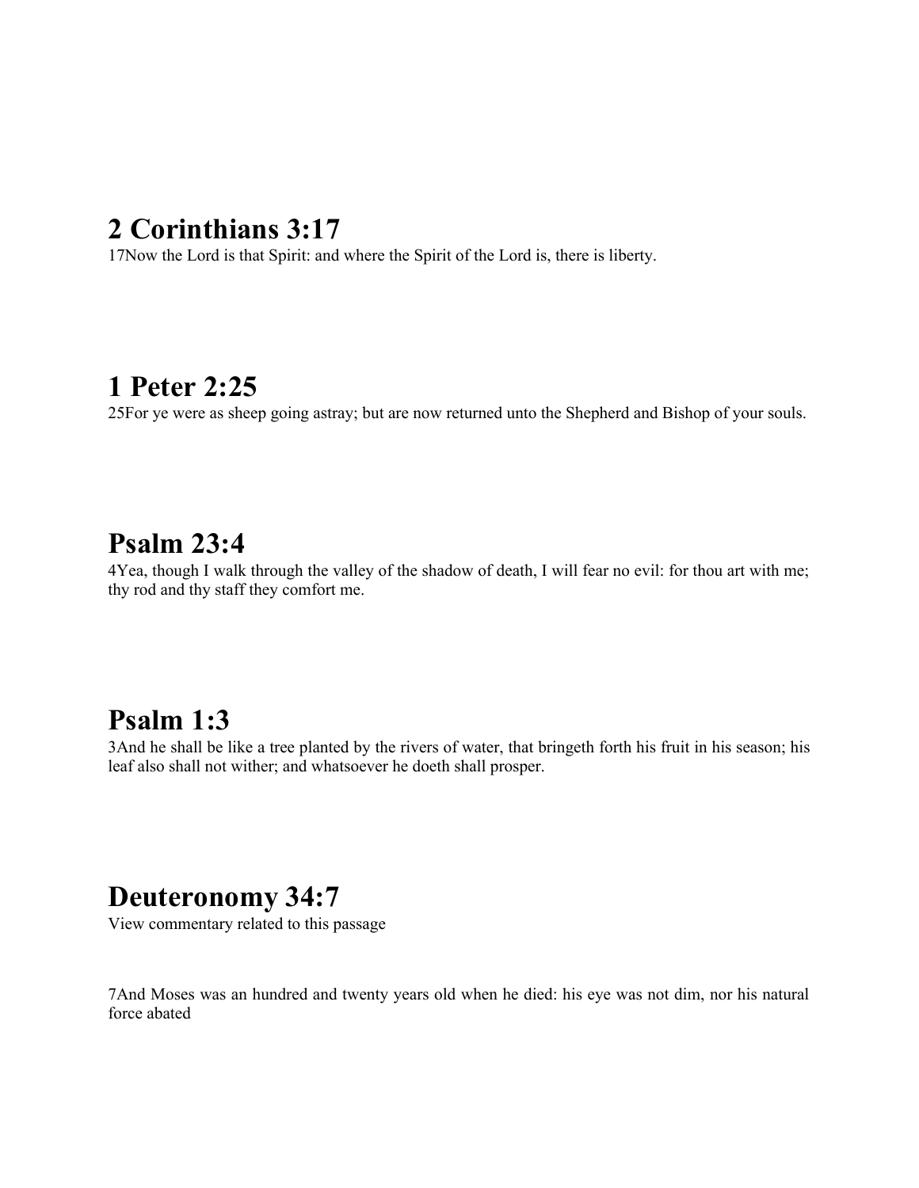# 2 Corinthians 3:17

17Now the Lord is that Spirit: and where the Spirit of the Lord is, there is liberty.

# 1 Peter 2:25

25For ye were as sheep going astray; but are now returned unto the Shepherd and Bishop of your souls.

# Psalm 23:4

4Yea, though I walk through the valley of the shadow of death, I will fear no evil: for thou art with me; thy rod and thy staff they comfort me.

# Psalm 1:3

3And he shall be like a tree planted by the rivers of water, that bringeth forth his fruit in his season; his leaf also shall not wither; and whatsoever he doeth shall prosper.

# Deuteronomy 34:7

View commentary related to this passage

7And Moses was an hundred and twenty years old when he died: his eye was not dim, nor his natural force abated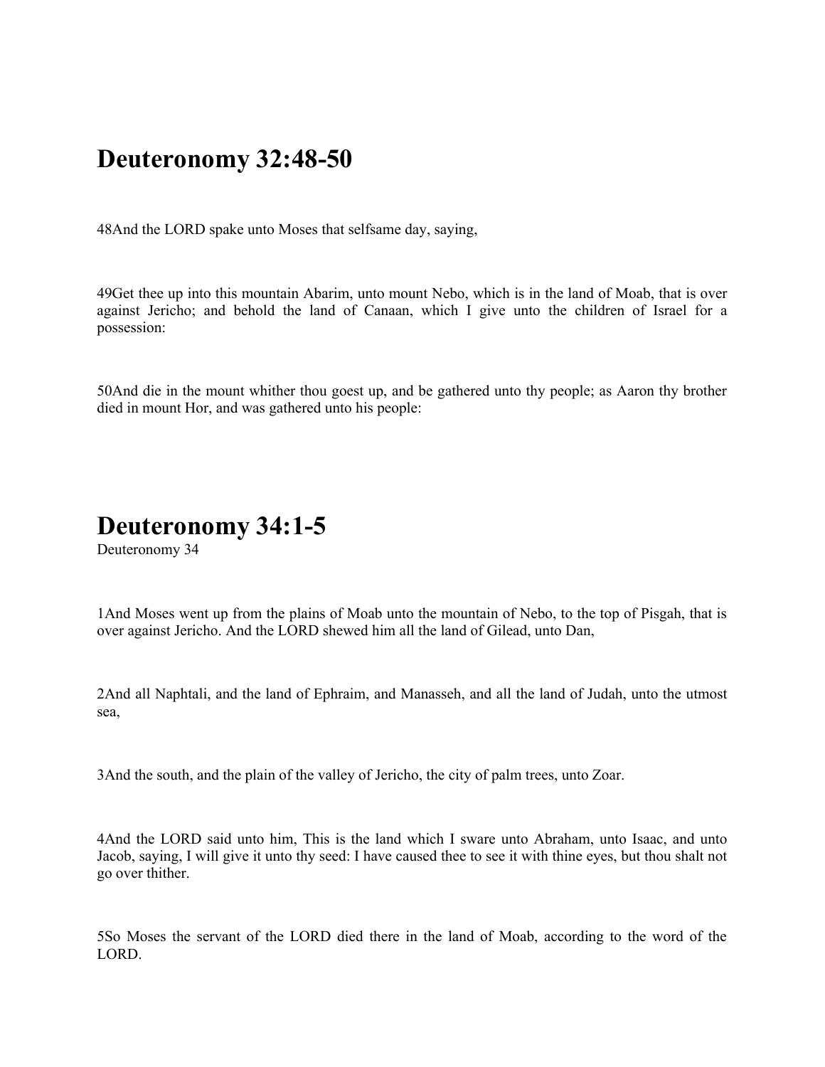# Deuteronomy 32:48-50

48And the LORD spake unto Moses that selfsame day, saying,

49Get thee up into this mountain Abarim, unto mount Nebo, which is in the land of Moab, that is over against Jericho; and behold the land of Canaan, which I give unto the children of Israel for a possession:

50And die in the mount whither thou goest up, and be gathered unto thy people; as Aaron thy brother died in mount Hor, and was gathered unto his people:

# Deuteronomy 34:1-5

Deuteronomy 34

1And Moses went up from the plains of Moab unto the mountain of Nebo, to the top of Pisgah, that is over against Jericho. And the LORD shewed him all the land of Gilead, unto Dan,

2And all Naphtali, and the land of Ephraim, and Manasseh, and all the land of Judah, unto the utmost sea,

3And the south, and the plain of the valley of Jericho, the city of palm trees, unto Zoar.

4And the LORD said unto him, This is the land which I sware unto Abraham, unto Isaac, and unto Jacob, saying, I will give it unto thy seed: I have caused thee to see it with thine eyes, but thou shalt not go over thither.

5So Moses the servant of the LORD died there in the land of Moab, according to the word of the LORD.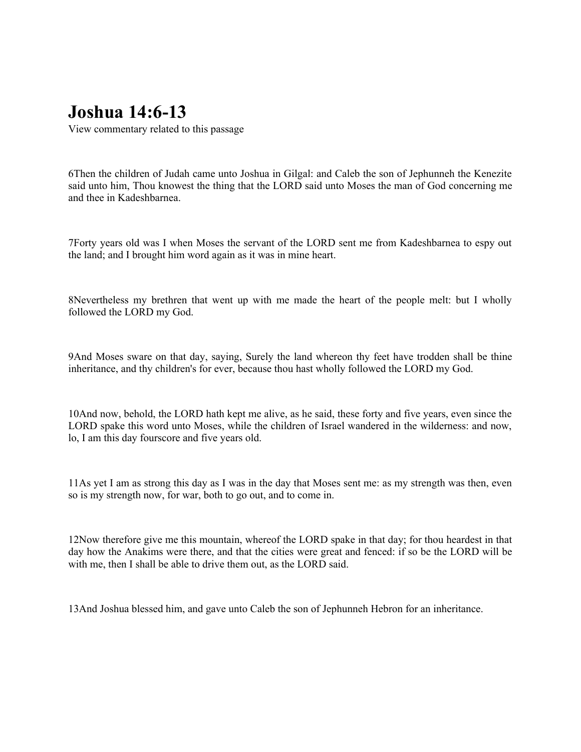# Joshua 14:6-13

View commentary related to this passage

6Then the children of Judah came unto Joshua in Gilgal: and Caleb the son of Jephunneh the Kenezite said unto him, Thou knowest the thing that the LORD said unto Moses the man of God concerning me and thee in Kadeshbarnea.

7Forty years old was I when Moses the servant of the LORD sent me from Kadeshbarnea to espy out the land; and I brought him word again as it was in mine heart.

8Nevertheless my brethren that went up with me made the heart of the people melt: but I wholly followed the LORD my God.

9And Moses sware on that day, saying, Surely the land whereon thy feet have trodden shall be thine inheritance, and thy children's for ever, because thou hast wholly followed the LORD my God.

10And now, behold, the LORD hath kept me alive, as he said, these forty and five years, even since the LORD spake this word unto Moses, while the children of Israel wandered in the wilderness: and now, lo, I am this day fourscore and five years old.

11As yet I am as strong this day as I was in the day that Moses sent me: as my strength was then, even so is my strength now, for war, both to go out, and to come in.

12Now therefore give me this mountain, whereof the LORD spake in that day; for thou heardest in that day how the Anakims were there, and that the cities were great and fenced: if so be the LORD will be with me, then I shall be able to drive them out, as the LORD said.

13And Joshua blessed him, and gave unto Caleb the son of Jephunneh Hebron for an inheritance.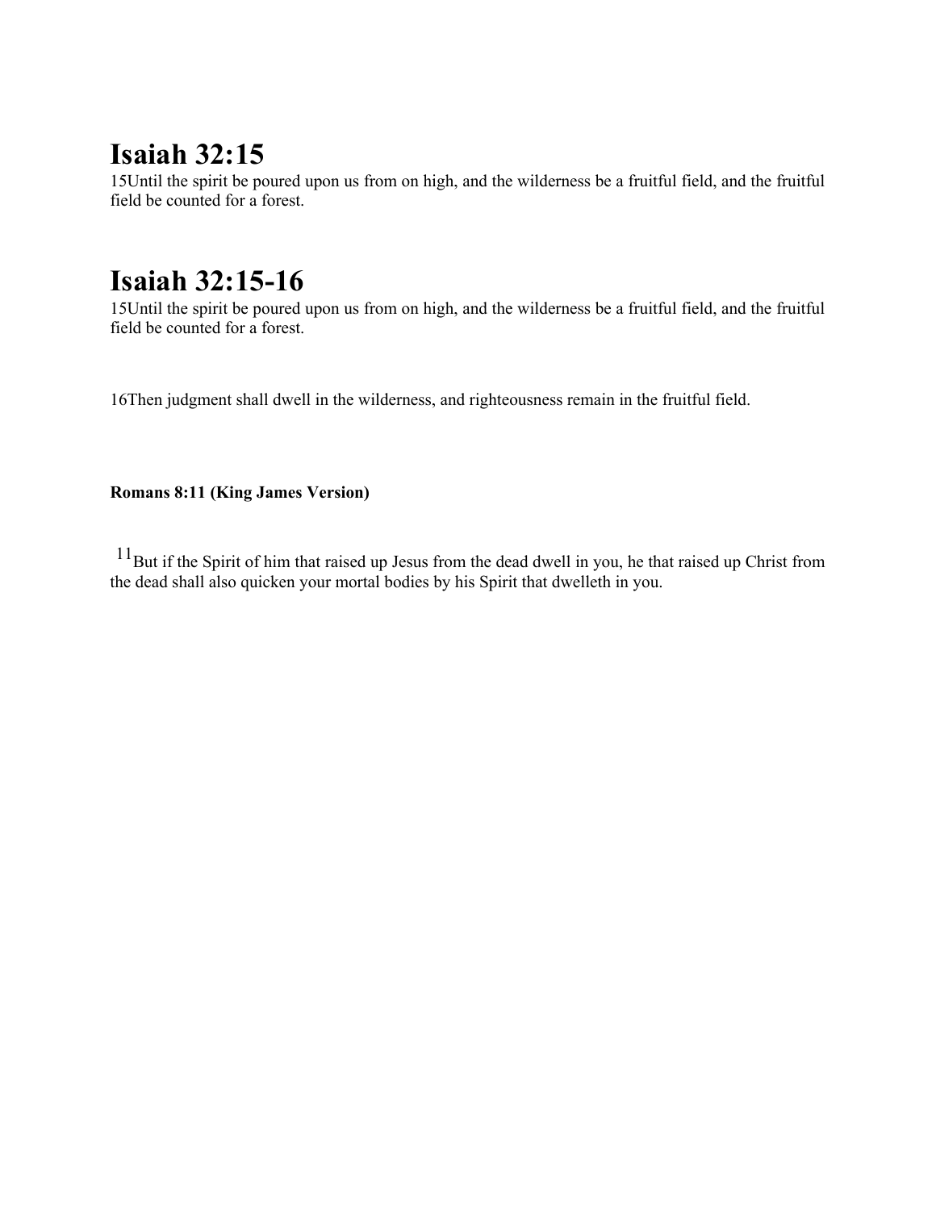# Isaiah 32:15

15Until the spirit be poured upon us from on high, and the wilderness be a fruitful field, and the fruitful field be counted for a forest.

# Isaiah 32:15-16

15Until the spirit be poured upon us from on high, and the wilderness be a fruitful field, and the fruitful field be counted for a forest.

16Then judgment shall dwell in the wilderness, and righteousness remain in the fruitful field.

**Romans 8:11 (King James Version)**

[11]But if the Spirit of him that raised up Jesus from the dead dwell in you, he that raised up Christ from the dead shall also quicken your mortal bodies by his Spirit that dwelleth in you.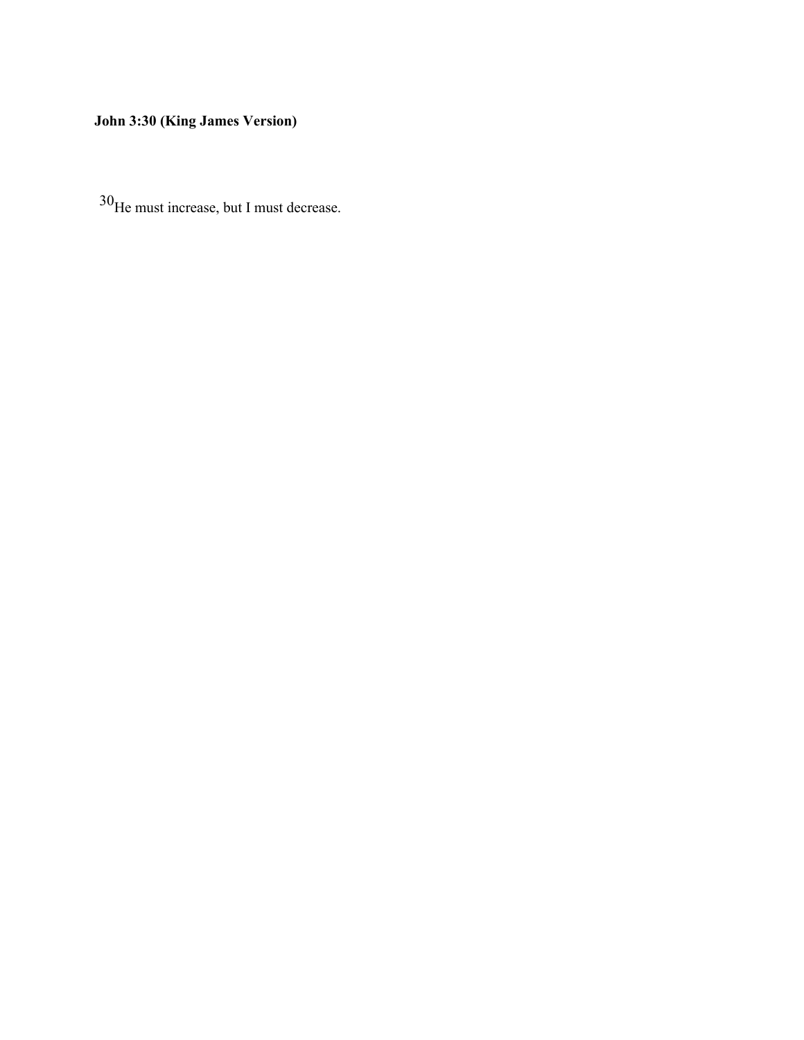**John 3:30 (King James Version)**

[30]He must increase, but I must decrease.